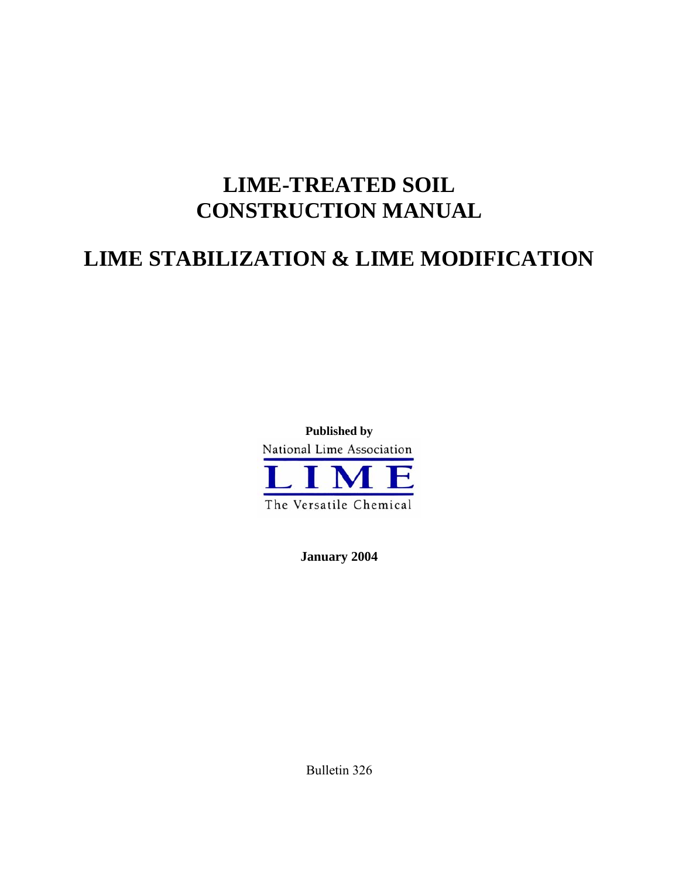# LIME-TREATED SOIL CONSTRUCTION MANUAL

# LIME STABILIZATION & LIME MODIFICATION

**Published by**

National Lime Association

LIME

The Versatile Chemical

**January 2004**

Bulletin 326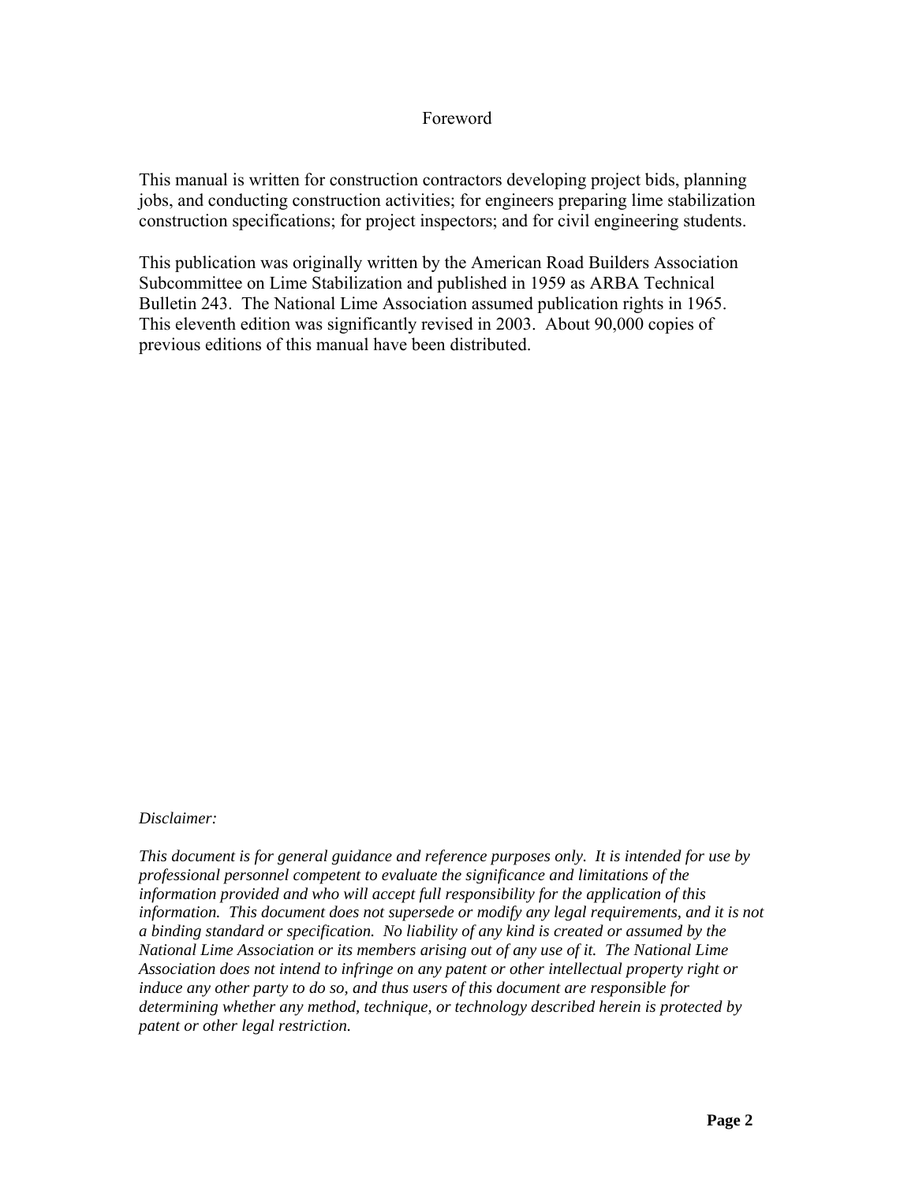# Foreword

This manual is written for construction contractors developing project bids, planning jobs, and conducting construction activities; for engineers preparing lime stabilization construction specifications; for project inspectors; and for civil engineering students.

This publication was originally written by the American Road Builders Association Subcommittee on Lime Stabilization and published in 1959 as ARBA Technical Bulletin 243. The National Lime Association assumed publication rights in 1965. This eleventh edition was significantly revised in 2003. About 90,000 copies of previous editions of this manual have been distributed.

*Disclaimer:*

*This document is for general guidance and reference purposes only. It is intended for use by professional personnel competent to evaluate the significance and limitations of the information provided and who will accept full responsibility for the application of this information. This document does not supersede or modify any legal requirements, and it is not a binding standard or specification. No liability of any kind is created or assumed by the National Lime Association or its members arising out of any use of it. The National Lime Association does not intend to infringe on any patent or other intellectual property right or induce any other party to do so, and thus users of this document are responsible for determining whether any method, technique, or technology described herein is protected by patent or other legal restriction.*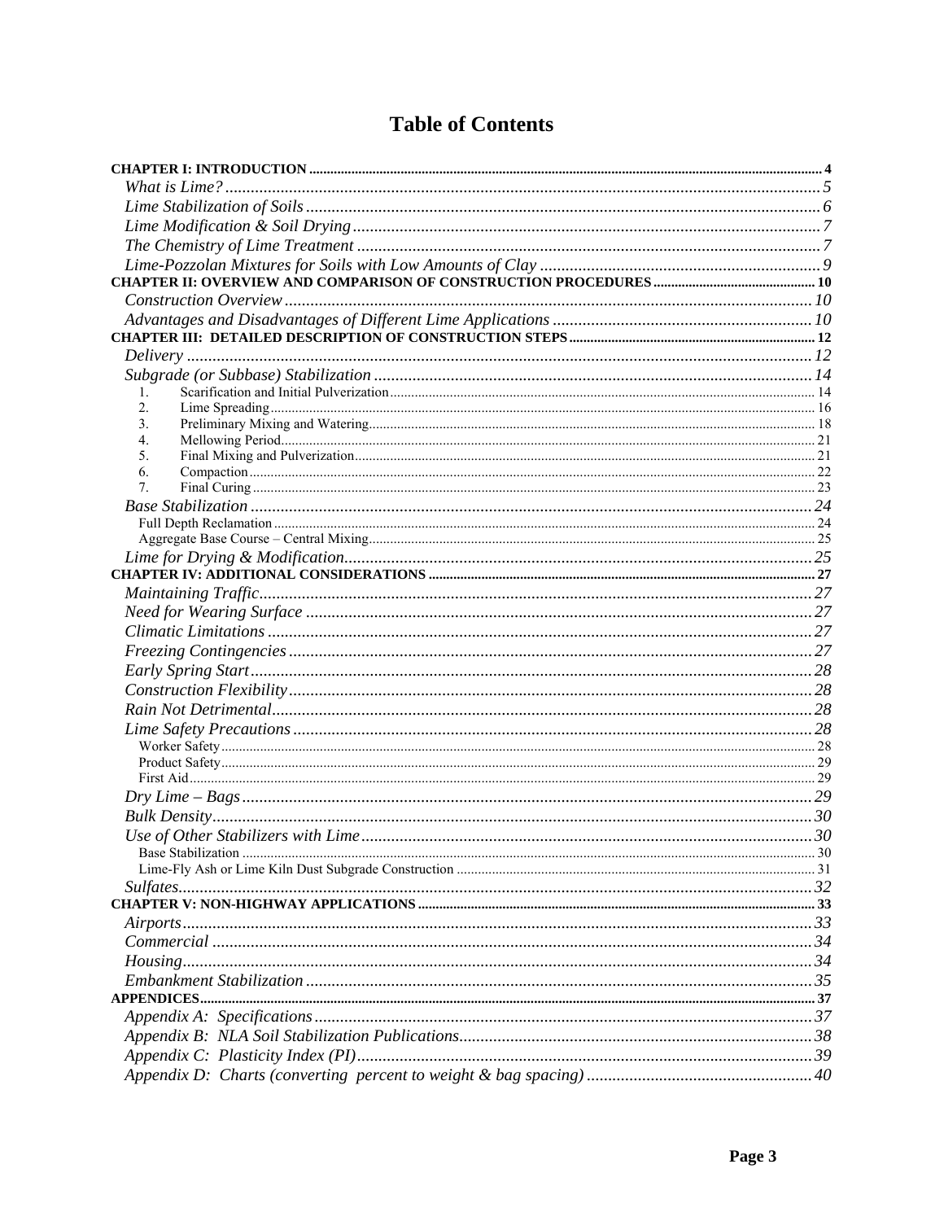# Table of Contents

**CHAPTER I: INTRODUCTION** ..... 4

- *What is Lime?* ..... 5
- *Lime Stabilization of Soils* ..... 6
- *Lime Modification & Soil Drying* ..... 7
- *The Chemistry of Lime Treatment* ..... 7
- *Lime-Pozzolan Mixtures for Soils with Low Amounts of Clay* ..... 9

**CHAPTER II: OVERVIEW AND COMPARISON OF CONSTRUCTION PROCEDURES** ..... 10

- *Construction Overview* ..... 10
- *Advantages and Disadvantages of Different Lime Applications* ..... 10

**CHAPTER III: DETAILED DESCRIPTION OF CONSTRUCTION STEPS** ..... 12

- *Delivery* ..... 12
- *Subgrade (or Subbase) Stabilization* ..... 14
  1. Scarification and Initial Pulverization ..... 14
  2. Lime Spreading ..... 16
  3. Preliminary Mixing and Watering ..... 18
  4. Mellowing Period ..... 21
  5. Final Mixing and Pulverization ..... 21
  6. Compaction ..... 22
  7. Final Curing ..... 23
- *Base Stabilization* ..... 24
  - Full Depth Reclamation ..... 24
  - Aggregate Base Course – Central Mixing ..... 25
- *Lime for Drying & Modification* ..... 25

**CHAPTER IV: ADDITIONAL CONSIDERATIONS** ..... 27

- *Maintaining Traffic* ..... 27
- *Need for Wearing Surface* ..... 27
- *Climatic Limitations* ..... 27
- *Freezing Contingencies* ..... 27
- *Early Spring Start* ..... 28
- *Construction Flexibility* ..... 28
- *Rain Not Detrimental* ..... 28
- *Lime Safety Precautions* ..... 28
  - Worker Safety ..... 28
  - Product Safety ..... 29
  - First Aid ..... 29
- *Dry Lime – Bags* ..... 29
- *Bulk Density* ..... 30
- *Use of Other Stabilizers with Lime* ..... 30
  - Base Stabilization ..... 30
  - Lime-Fly Ash or Lime Kiln Dust Subgrade Construction ..... 31
- *Sulfates* ..... 32

**CHAPTER V: NON-HIGHWAY APPLICATIONS** ..... 33

- *Airports* ..... 33
- *Commercial* ..... 34
- *Housing* ..... 34
- *Embankment Stabilization* ..... 35

**APPENDICES** ..... 37

- *Appendix A: Specifications* ..... 37
- *Appendix B: NLA Soil Stabilization Publications* ..... 38
- *Appendix C: Plasticity Index (PI)* ..... 39
- *Appendix D: Charts (converting percent to weight & bag spacing)* ..... 40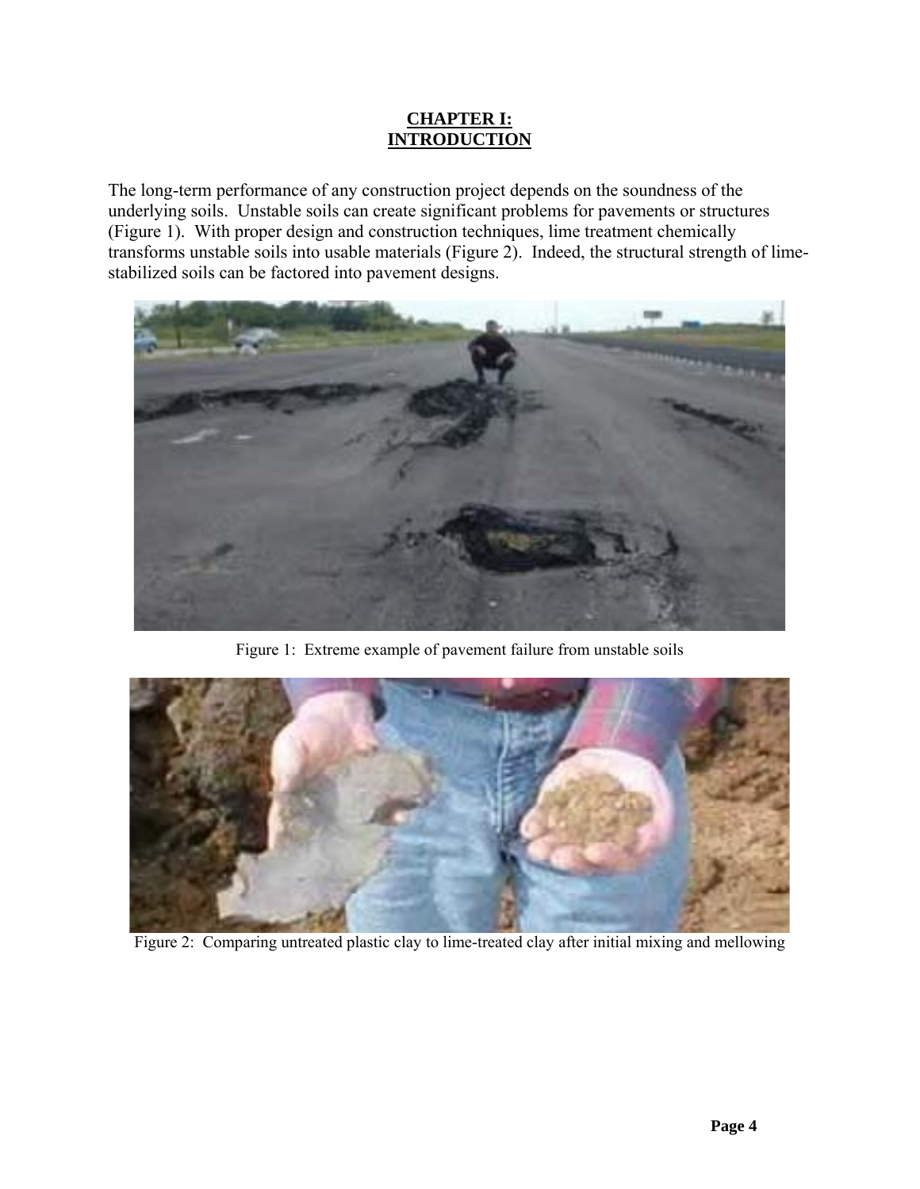# CHAPTER I: INTRODUCTION

The long-term performance of any construction project depends on the soundness of the underlying soils. Unstable soils can create significant problems for pavements or structures (Figure 1). With proper design and construction techniques, lime treatment chemically transforms unstable soils into usable materials (Figure 2). Indeed, the structural strength of lime-stabilized soils can be factored into pavement designs.

Figure 1: Extreme example of pavement failure from unstable soils

Figure 2: Comparing untreated plastic clay to lime-treated clay after initial mixing and mellowing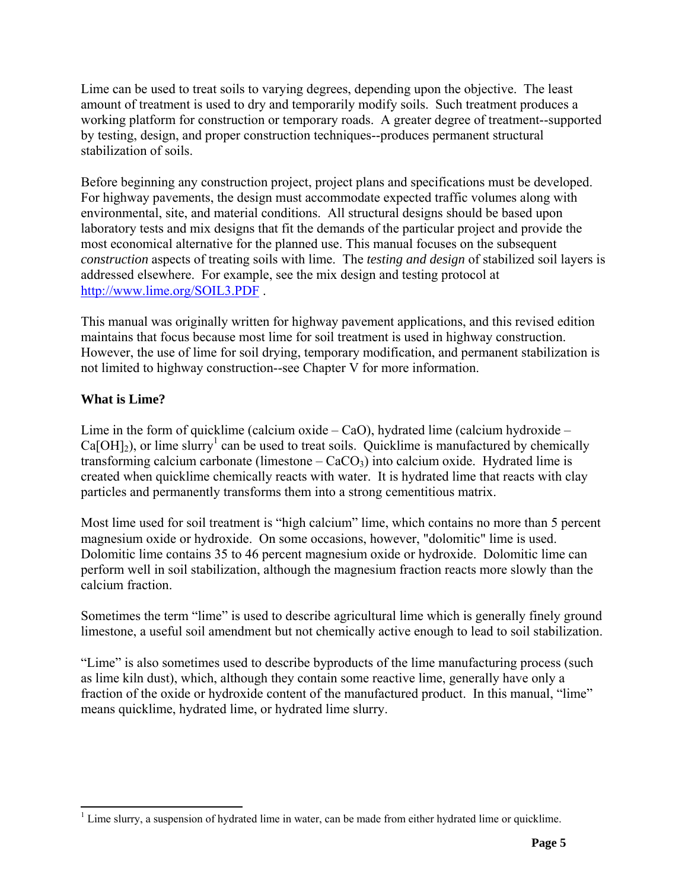Lime can be used to treat soils to varying degrees, depending upon the objective. The least amount of treatment is used to dry and temporarily modify soils. Such treatment produces a working platform for construction or temporary roads. A greater degree of treatment--supported by testing, design, and proper construction techniques--produces permanent structural stabilization of soils.

Before beginning any construction project, project plans and specifications must be developed. For highway pavements, the design must accommodate expected traffic volumes along with environmental, site, and material conditions. All structural designs should be based upon laboratory tests and mix designs that fit the demands of the particular project and provide the most economical alternative for the planned use. This manual focuses on the subsequent *construction* aspects of treating soils with lime. The *testing and design* of stabilized soil layers is addressed elsewhere. For example, see the mix design and testing protocol at [http://www.lime.org/SOIL3.PDF](http://www.lime.org/SOIL3.PDF) .

This manual was originally written for highway pavement applications, and this revised edition maintains that focus because most lime for soil treatment is used in highway construction. However, the use of lime for soil drying, temporary modification, and permanent stabilization is not limited to highway construction--see Chapter V for more information.

## What is Lime?

Lime in the form of quicklime (calcium oxide – CaO), hydrated lime (calcium hydroxide – $Ca[OH]_2$), or lime slurry[1] can be used to treat soils. Quicklime is manufactured by chemically transforming calcium carbonate (limestone – $CaCO_3$) into calcium oxide. Hydrated lime is created when quicklime chemically reacts with water. It is hydrated lime that reacts with clay particles and permanently transforms them into a strong cementitious matrix.

Most lime used for soil treatment is "high calcium" lime, which contains no more than 5 percent magnesium oxide or hydroxide. On some occasions, however, "dolomitic" lime is used. Dolomitic lime contains 35 to 46 percent magnesium oxide or hydroxide. Dolomitic lime can perform well in soil stabilization, although the magnesium fraction reacts more slowly than the calcium fraction.

Sometimes the term "lime" is used to describe agricultural lime which is generally finely ground limestone, a useful soil amendment but not chemically active enough to lead to soil stabilization.

"Lime" is also sometimes used to describe byproducts of the lime manufacturing process (such as lime kiln dust), which, although they contain some reactive lime, generally have only a fraction of the oxide or hydroxide content of the manufactured product. In this manual, "lime" means quicklime, hydrated lime, or hydrated lime slurry.

---

[1] Lime slurry, a suspension of hydrated lime in water, can be made from either hydrated lime or quicklime.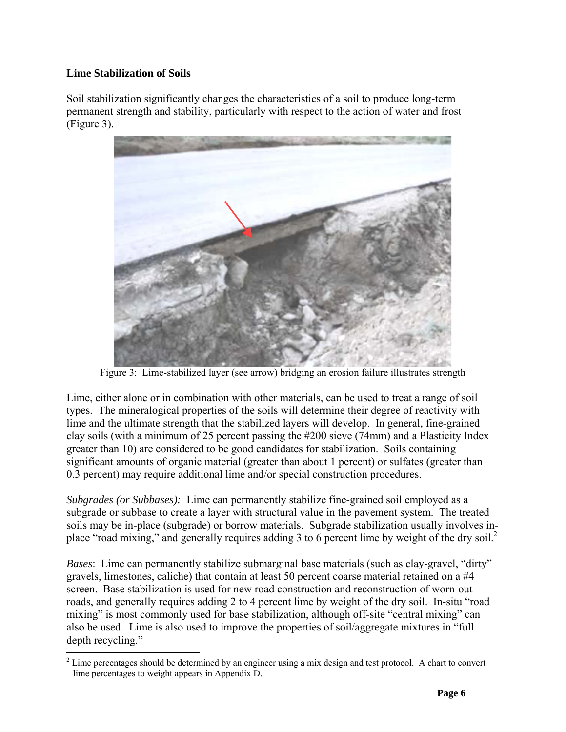**Lime Stabilization of Soils**

Soil stabilization significantly changes the characteristics of a soil to produce long-term permanent strength and stability, particularly with respect to the action of water and frost (Figure 3).

Figure 3: Lime-stabilized layer (see arrow) bridging an erosion failure illustrates strength

Lime, either alone or in combination with other materials, can be used to treat a range of soil types. The mineralogical properties of the soils will determine their degree of reactivity with lime and the ultimate strength that the stabilized layers will develop. In general, fine-grained clay soils (with a minimum of 25 percent passing the #200 sieve (74mm) and a Plasticity Index greater than 10) are considered to be good candidates for stabilization. Soils containing significant amounts of organic material (greater than about 1 percent) or sulfates (greater than 0.3 percent) may require additional lime and/or special construction procedures.

*Subgrades (or Subbases):* Lime can permanently stabilize fine-grained soil employed as a subgrade or subbase to create a layer with structural value in the pavement system. The treated soils may be in-place (subgrade) or borrow materials. Subgrade stabilization usually involves in-place "road mixing," and generally requires adding 3 to 6 percent lime by weight of the dry soil.[2]

*Bases*: Lime can permanently stabilize submarginal base materials (such as clay-gravel, "dirty" gravels, limestones, caliche) that contain at least 50 percent coarse material retained on a #4 screen. Base stabilization is used for new road construction and reconstruction of worn-out roads, and generally requires adding 2 to 4 percent lime by weight of the dry soil. In-situ "road mixing" is most commonly used for base stabilization, although off-site "central mixing" can also be used. Lime is also used to improve the properties of soil/aggregate mixtures in "full depth recycling."

[2] Lime percentages should be determined by an engineer using a mix design and test protocol. A chart to convert lime percentages to weight appears in Appendix D.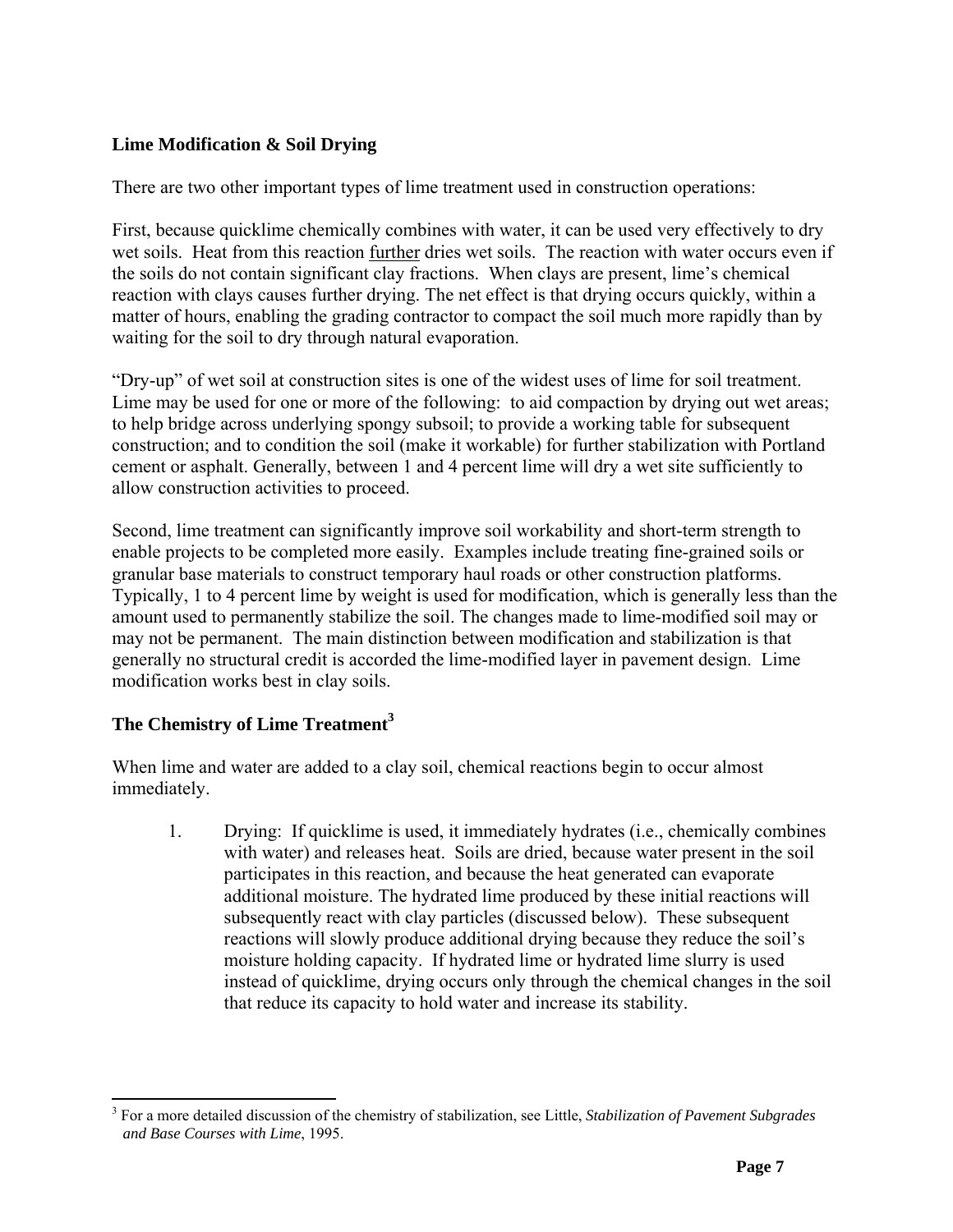**Lime Modification & Soil Drying**

There are two other important types of lime treatment used in construction operations:

First, because quicklime chemically combines with water, it can be used very effectively to dry wet soils. Heat from this reaction further dries wet soils. The reaction with water occurs even if the soils do not contain significant clay fractions. When clays are present, lime's chemical reaction with clays causes further drying. The net effect is that drying occurs quickly, within a matter of hours, enabling the grading contractor to compact the soil much more rapidly than by waiting for the soil to dry through natural evaporation.

"Dry-up" of wet soil at construction sites is one of the widest uses of lime for soil treatment. Lime may be used for one or more of the following: to aid compaction by drying out wet areas; to help bridge across underlying spongy subsoil; to provide a working table for subsequent construction; and to condition the soil (make it workable) for further stabilization with Portland cement or asphalt. Generally, between 1 and 4 percent lime will dry a wet site sufficiently to allow construction activities to proceed.

Second, lime treatment can significantly improve soil workability and short-term strength to enable projects to be completed more easily. Examples include treating fine-grained soils or granular base materials to construct temporary haul roads or other construction platforms. Typically, 1 to 4 percent lime by weight is used for modification, which is generally less than the amount used to permanently stabilize the soil. The changes made to lime-modified soil may or may not be permanent. The main distinction between modification and stabilization is that generally no structural credit is accorded the lime-modified layer in pavement design. Lime modification works best in clay soils.

**The Chemistry of Lime Treatment[3]**

When lime and water are added to a clay soil, chemical reactions begin to occur almost immediately.

1. Drying: If quicklime is used, it immediately hydrates (i.e., chemically combines with water) and releases heat. Soils are dried, because water present in the soil participates in this reaction, and because the heat generated can evaporate additional moisture. The hydrated lime produced by these initial reactions will subsequently react with clay particles (discussed below). These subsequent reactions will slowly produce additional drying because they reduce the soil's moisture holding capacity. If hydrated lime or hydrated lime slurry is used instead of quicklime, drying occurs only through the chemical changes in the soil that reduce its capacity to hold water and increase its stability.

---

[3] For a more detailed discussion of the chemistry of stabilization, see Little, *Stabilization of Pavement Subgrades and Base Courses with Lime*, 1995.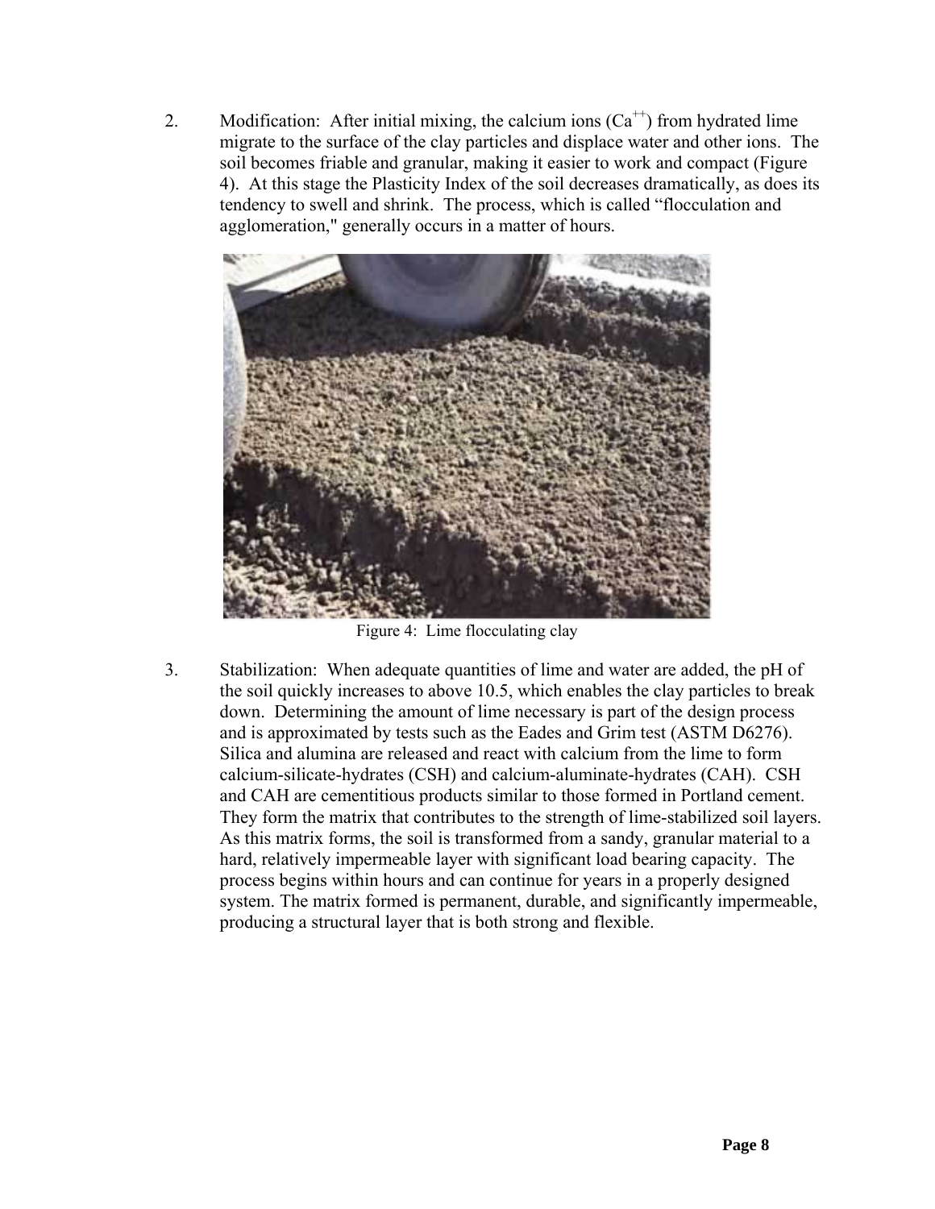2. Modification: After initial mixing, the calcium ions ($Ca^{++}$) from hydrated lime migrate to the surface of the clay particles and displace water and other ions. The soil becomes friable and granular, making it easier to work and compact (Figure 4). At this stage the Plasticity Index of the soil decreases dramatically, as does its tendency to swell and shrink. The process, which is called "flocculation and agglomeration," generally occurs in a matter of hours.

Figure 4: Lime flocculating clay

3. Stabilization: When adequate quantities of lime and water are added, the pH of the soil quickly increases to above 10.5, which enables the clay particles to break down. Determining the amount of lime necessary is part of the design process and is approximated by tests such as the Eades and Grim test (ASTM D6276). Silica and alumina are released and react with calcium from the lime to form calcium-silicate-hydrates (CSH) and calcium-aluminate-hydrates (CAH). CSH and CAH are cementitious products similar to those formed in Portland cement. They form the matrix that contributes to the strength of lime-stabilized soil layers. As this matrix forms, the soil is transformed from a sandy, granular material to a hard, relatively impermeable layer with significant load bearing capacity. The process begins within hours and can continue for years in a properly designed system. The matrix formed is permanent, durable, and significantly impermeable, producing a structural layer that is both strong and flexible.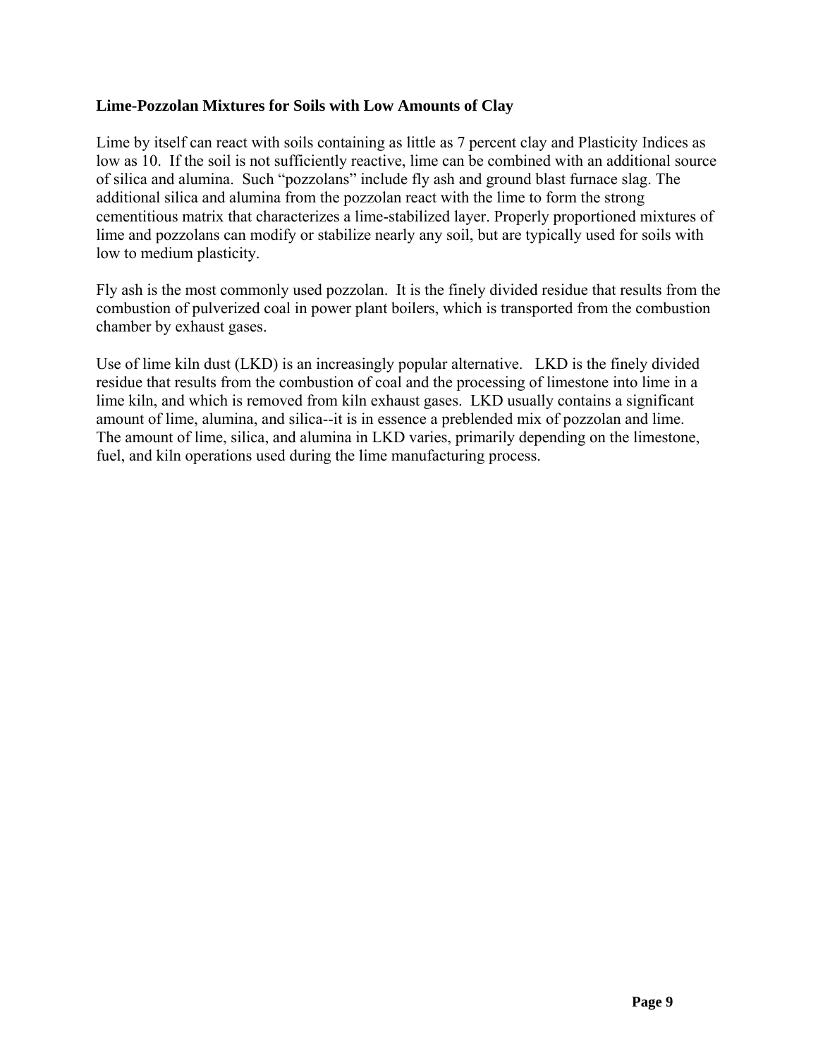### Lime-Pozzolan Mixtures for Soils with Low Amounts of Clay

Lime by itself can react with soils containing as little as 7 percent clay and Plasticity Indices as low as 10. If the soil is not sufficiently reactive, lime can be combined with an additional source of silica and alumina. Such "pozzolans" include fly ash and ground blast furnace slag. The additional silica and alumina from the pozzolan react with the lime to form the strong cementitious matrix that characterizes a lime-stabilized layer. Properly proportioned mixtures of lime and pozzolans can modify or stabilize nearly any soil, but are typically used for soils with low to medium plasticity.

Fly ash is the most commonly used pozzolan. It is the finely divided residue that results from the combustion of pulverized coal in power plant boilers, which is transported from the combustion chamber by exhaust gases.

Use of lime kiln dust (LKD) is an increasingly popular alternative. LKD is the finely divided residue that results from the combustion of coal and the processing of limestone into lime in a lime kiln, and which is removed from kiln exhaust gases. LKD usually contains a significant amount of lime, alumina, and silica--it is in essence a preblended mix of pozzolan and lime. The amount of lime, silica, and alumina in LKD varies, primarily depending on the limestone, fuel, and kiln operations used during the lime manufacturing process.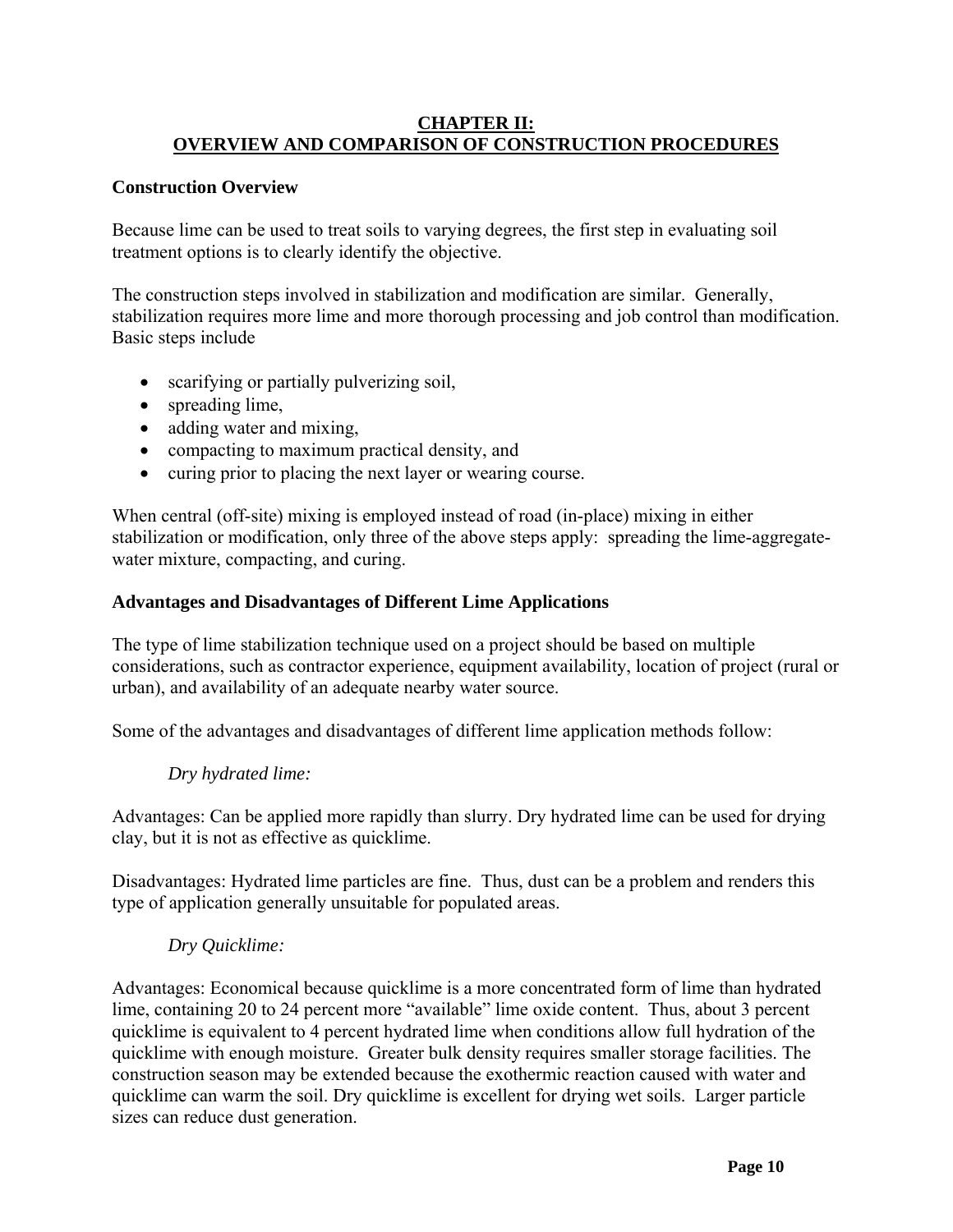## CHAPTER II: OVERVIEW AND COMPARISON OF CONSTRUCTION PROCEDURES

### Construction Overview

Because lime can be used to treat soils to varying degrees, the first step in evaluating soil treatment options is to clearly identify the objective.

The construction steps involved in stabilization and modification are similar. Generally, stabilization requires more lime and more thorough processing and job control than modification. Basic steps include

- scarifying or partially pulverizing soil,
- spreading lime,
- adding water and mixing,
- compacting to maximum practical density, and
- curing prior to placing the next layer or wearing course.

When central (off-site) mixing is employed instead of road (in-place) mixing in either stabilization or modification, only three of the above steps apply: spreading the lime-aggregate-water mixture, compacting, and curing.

### Advantages and Disadvantages of Different Lime Applications

The type of lime stabilization technique used on a project should be based on multiple considerations, such as contractor experience, equipment availability, location of project (rural or urban), and availability of an adequate nearby water source.

Some of the advantages and disadvantages of different lime application methods follow:

*Dry hydrated lime:*

Advantages: Can be applied more rapidly than slurry. Dry hydrated lime can be used for drying clay, but it is not as effective as quicklime.

Disadvantages: Hydrated lime particles are fine. Thus, dust can be a problem and renders this type of application generally unsuitable for populated areas.

*Dry Quicklime:*

Advantages: Economical because quicklime is a more concentrated form of lime than hydrated lime, containing 20 to 24 percent more "available" lime oxide content. Thus, about 3 percent quicklime is equivalent to 4 percent hydrated lime when conditions allow full hydration of the quicklime with enough moisture. Greater bulk density requires smaller storage facilities. The construction season may be extended because the exothermic reaction caused with water and quicklime can warm the soil. Dry quicklime is excellent for drying wet soils. Larger particle sizes can reduce dust generation.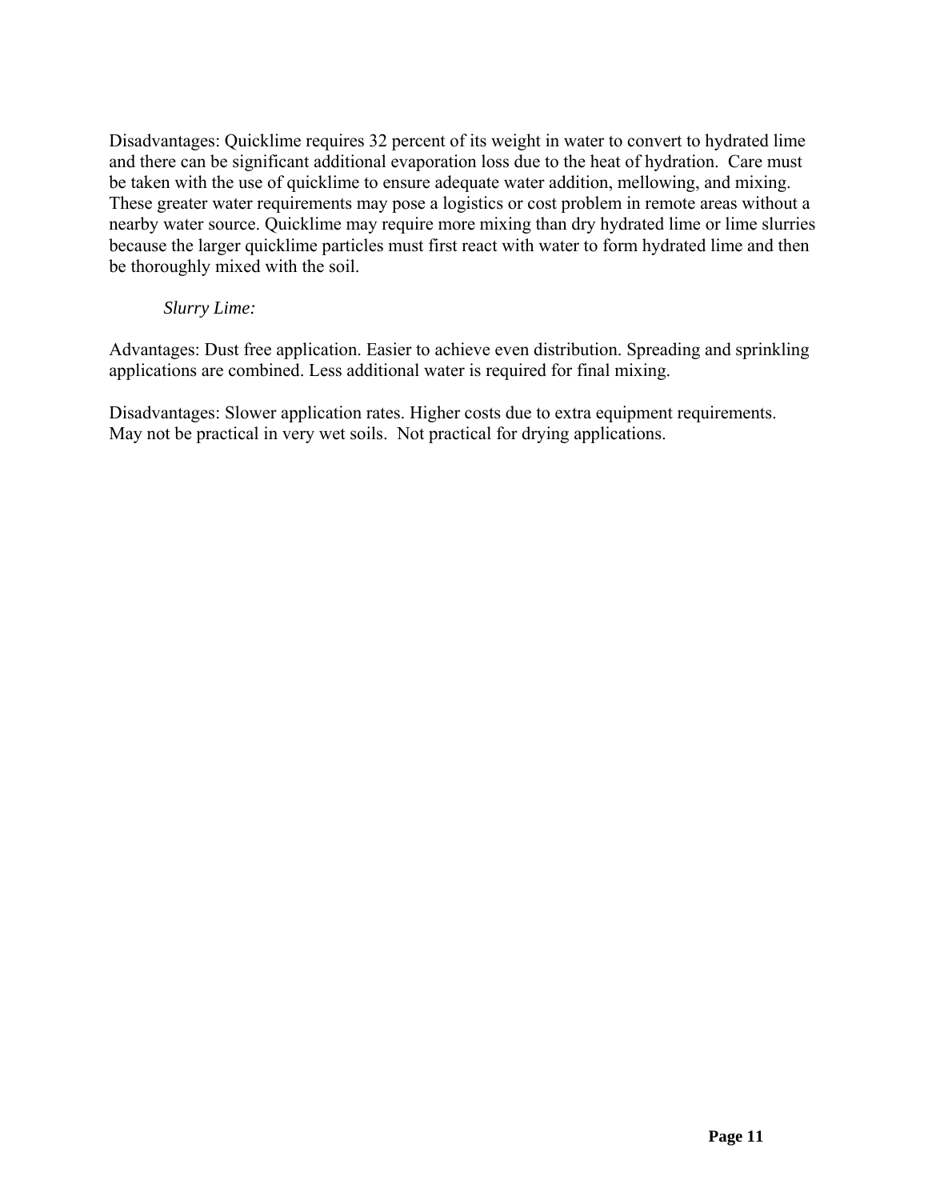Disadvantages: Quicklime requires 32 percent of its weight in water to convert to hydrated lime and there can be significant additional evaporation loss due to the heat of hydration. Care must be taken with the use of quicklime to ensure adequate water addition, mellowing, and mixing. These greater water requirements may pose a logistics or cost problem in remote areas without a nearby water source. Quicklime may require more mixing than dry hydrated lime or lime slurries because the larger quicklime particles must first react with water to form hydrated lime and then be thoroughly mixed with the soil.

*Slurry Lime:*

Advantages: Dust free application. Easier to achieve even distribution. Spreading and sprinkling applications are combined. Less additional water is required for final mixing.

Disadvantages: Slower application rates. Higher costs due to extra equipment requirements. May not be practical in very wet soils. Not practical for drying applications.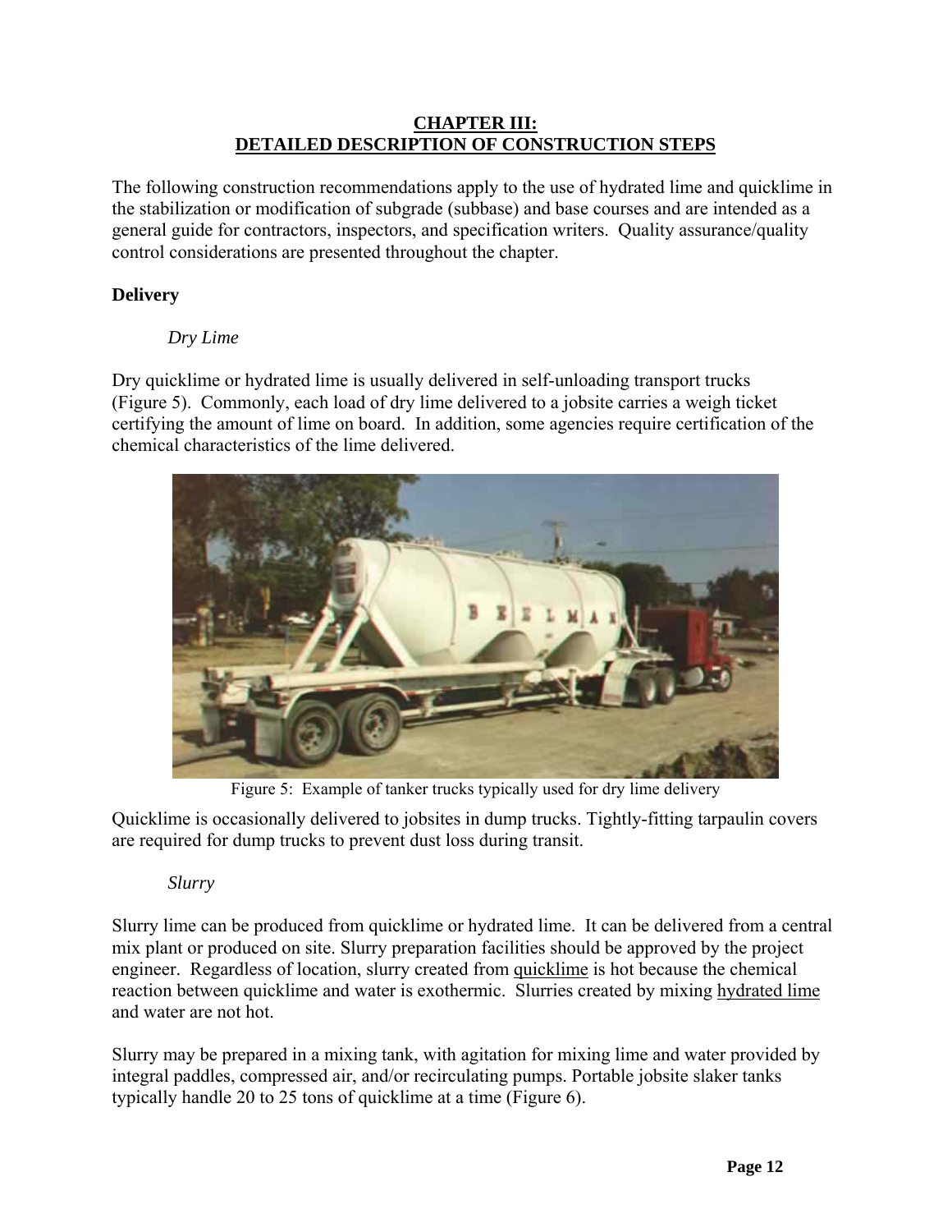# CHAPTER III: DETAILED DESCRIPTION OF CONSTRUCTION STEPS

The following construction recommendations apply to the use of hydrated lime and quicklime in the stabilization or modification of subgrade (subbase) and base courses and are intended as a general guide for contractors, inspectors, and specification writers. Quality assurance/quality control considerations are presented throughout the chapter.

## Delivery

### *Dry Lime*

Dry quicklime or hydrated lime is usually delivered in self-unloading transport trucks (Figure 5). Commonly, each load of dry lime delivered to a jobsite carries a weigh ticket certifying the amount of lime on board. In addition, some agencies require certification of the chemical characteristics of the lime delivered.

Figure 5: Example of tanker trucks typically used for dry lime delivery

Quicklime is occasionally delivered to jobsites in dump trucks. Tightly-fitting tarpaulin covers are required for dump trucks to prevent dust loss during transit.

### *Slurry*

Slurry lime can be produced from quicklime or hydrated lime. It can be delivered from a central mix plant or produced on site. Slurry preparation facilities should be approved by the project engineer. Regardless of location, slurry created from quicklime is hot because the chemical reaction between quicklime and water is exothermic. Slurries created by mixing hydrated lime and water are not hot.

Slurry may be prepared in a mixing tank, with agitation for mixing lime and water provided by integral paddles, compressed air, and/or recirculating pumps. Portable jobsite slaker tanks typically handle 20 to 25 tons of quicklime at a time (Figure 6).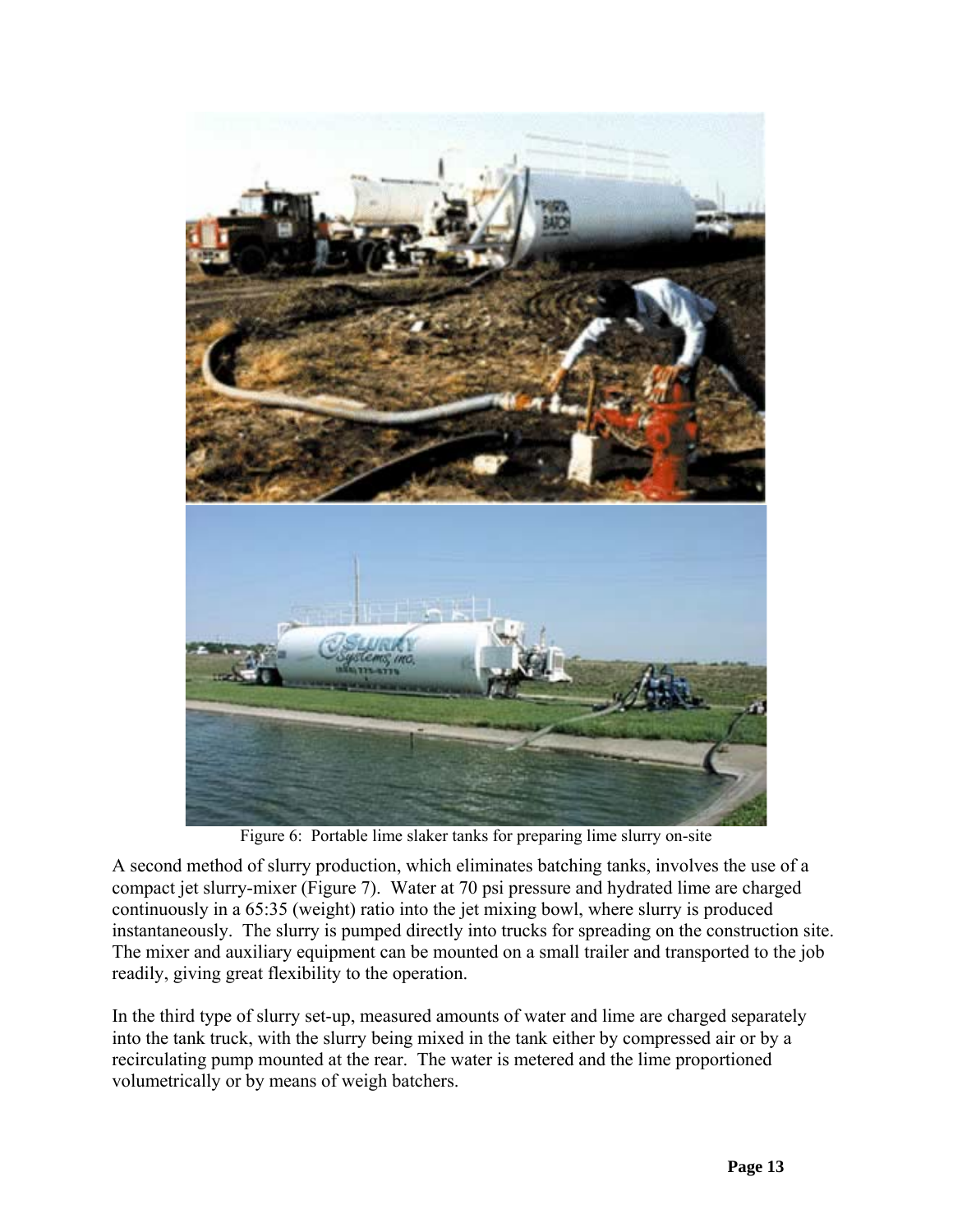Figure 6: Portable lime slaker tanks for preparing lime slurry on-site

A second method of slurry production, which eliminates batching tanks, involves the use of a compact jet slurry-mixer (Figure 7). Water at 70 psi pressure and hydrated lime are charged continuously in a 65:35 (weight) ratio into the jet mixing bowl, where slurry is produced instantaneously. The slurry is pumped directly into trucks for spreading on the construction site. The mixer and auxiliary equipment can be mounted on a small trailer and transported to the job readily, giving great flexibility to the operation.

In the third type of slurry set-up, measured amounts of water and lime are charged separately into the tank truck, with the slurry being mixed in the tank either by compressed air or by a recirculating pump mounted at the rear. The water is metered and the lime proportioned volumetrically or by means of weigh batchers.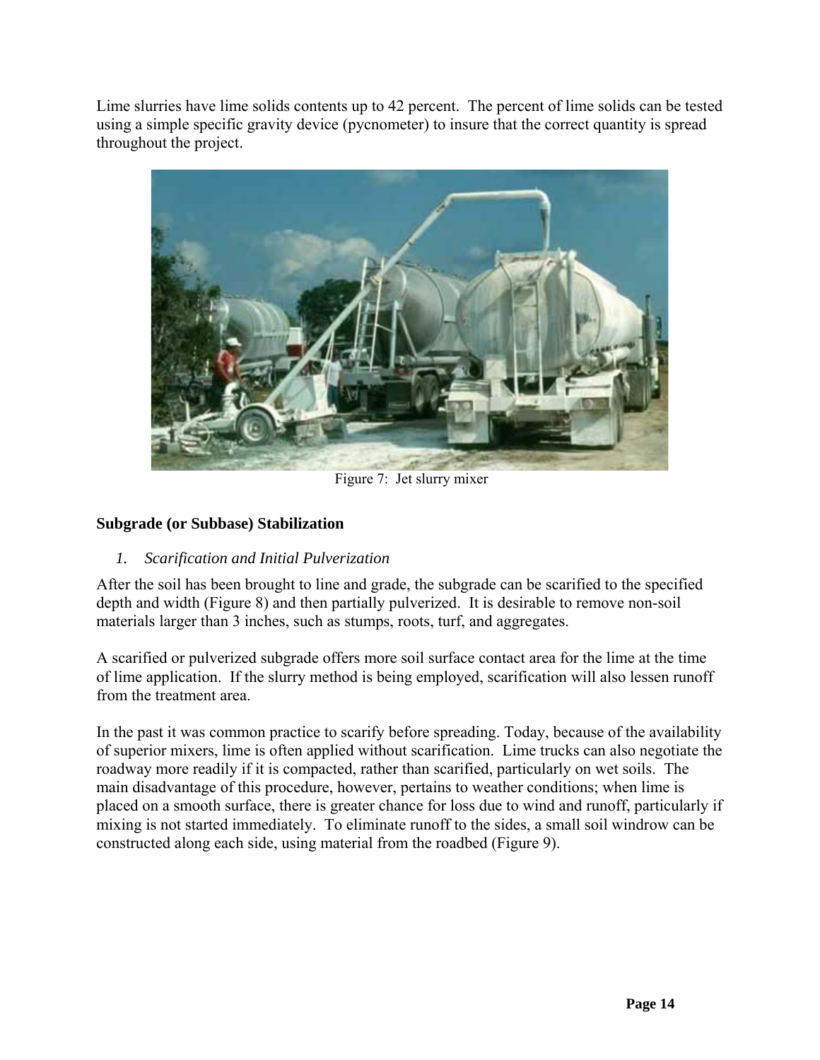Lime slurries have lime solids contents up to 42 percent. The percent of lime solids can be tested using a simple specific gravity device (pycnometer) to insure that the correct quantity is spread throughout the project.

Figure 7: Jet slurry mixer

### Subgrade (or Subbase) Stabilization

*1. Scarification and Initial Pulverization*

After the soil has been brought to line and grade, the subgrade can be scarified to the specified depth and width (Figure 8) and then partially pulverized. It is desirable to remove non-soil materials larger than 3 inches, such as stumps, roots, turf, and aggregates.

A scarified or pulverized subgrade offers more soil surface contact area for the lime at the time of lime application. If the slurry method is being employed, scarification will also lessen runoff from the treatment area.

In the past it was common practice to scarify before spreading. Today, because of the availability of superior mixers, lime is often applied without scarification. Lime trucks can also negotiate the roadway more readily if it is compacted, rather than scarified, particularly on wet soils. The main disadvantage of this procedure, however, pertains to weather conditions; when lime is placed on a smooth surface, there is greater chance for loss due to wind and runoff, particularly if mixing is not started immediately. To eliminate runoff to the sides, a small soil windrow can be constructed along each side, using material from the roadbed (Figure 9).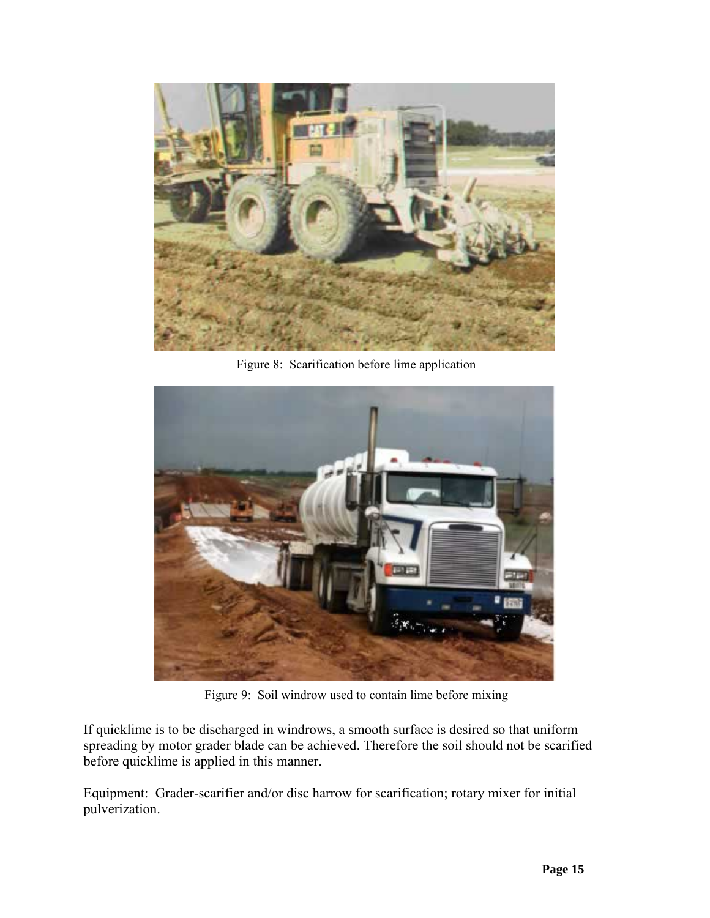Figure 8: Scarification before lime application

Figure 9: Soil windrow used to contain lime before mixing

If quicklime is to be discharged in windrows, a smooth surface is desired so that uniform spreading by motor grader blade can be achieved. Therefore the soil should not be scarified before quicklime is applied in this manner.

Equipment: Grader-scarifier and/or disc harrow for scarification; rotary mixer for initial pulverization.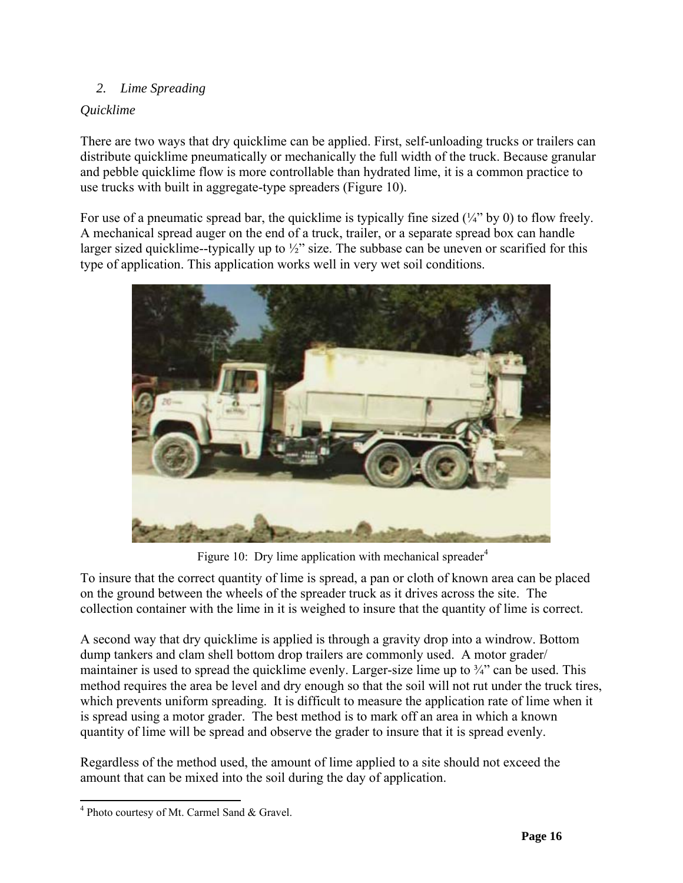*2. Lime Spreading*

*Quicklime*

There are two ways that dry quicklime can be applied. First, self-unloading trucks or trailers can distribute quicklime pneumatically or mechanically the full width of the truck. Because granular and pebble quicklime flow is more controllable than hydrated lime, it is a common practice to use trucks with built in aggregate-type spreaders (Figure 10).

For use of a pneumatic spread bar, the quicklime is typically fine sized (¼" by 0) to flow freely. A mechanical spread auger on the end of a truck, trailer, or a separate spread box can handle larger sized quicklime--typically up to ½" size. The subbase can be uneven or scarified for this type of application. This application works well in very wet soil conditions.

Figure 10: Dry lime application with mechanical spreader[4]

To insure that the correct quantity of lime is spread, a pan or cloth of known area can be placed on the ground between the wheels of the spreader truck as it drives across the site. The collection container with the lime in it is weighed to insure that the quantity of lime is correct.

A second way that dry quicklime is applied is through a gravity drop into a windrow. Bottom dump tankers and clam shell bottom drop trailers are commonly used. A motor grader/ maintainer is used to spread the quicklime evenly. Larger-size lime up to ¾" can be used. This method requires the area be level and dry enough so that the soil will not rut under the truck tires, which prevents uniform spreading. It is difficult to measure the application rate of lime when it is spread using a motor grader. The best method is to mark off an area in which a known quantity of lime will be spread and observe the grader to insure that it is spread evenly.

Regardless of the method used, the amount of lime applied to a site should not exceed the amount that can be mixed into the soil during the day of application.

[4] Photo courtesy of Mt. Carmel Sand & Gravel.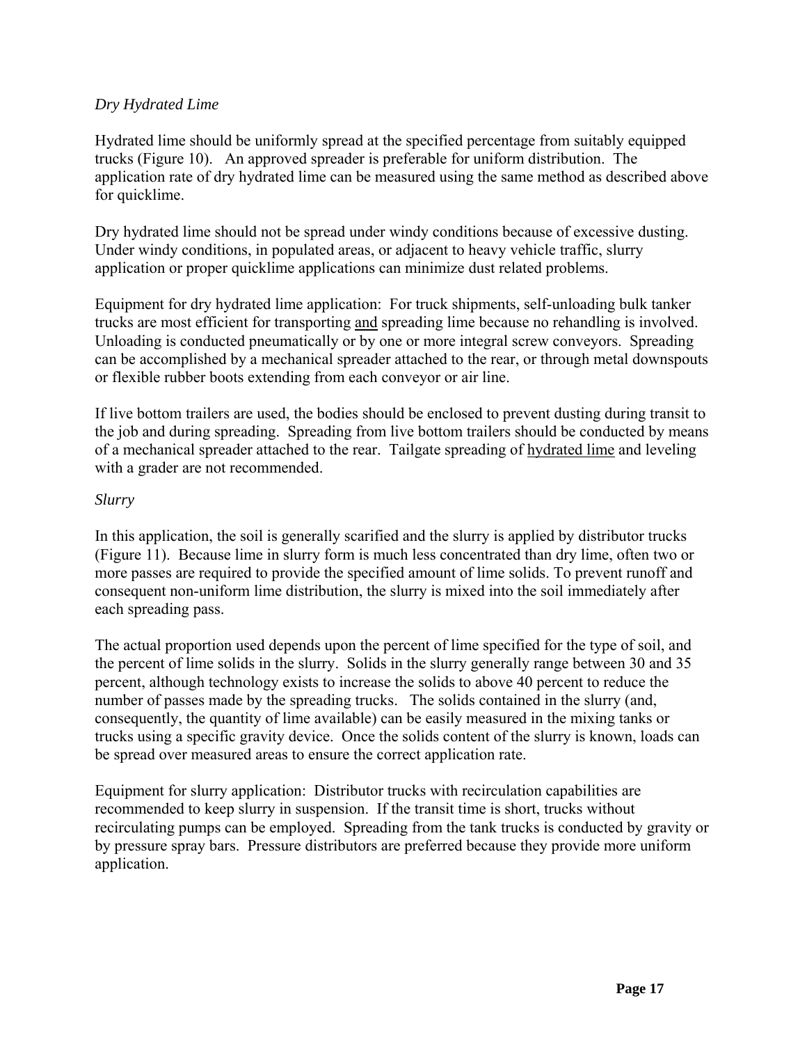*Dry Hydrated Lime*

Hydrated lime should be uniformly spread at the specified percentage from suitably equipped trucks (Figure 10). An approved spreader is preferable for uniform distribution. The application rate of dry hydrated lime can be measured using the same method as described above for quicklime.

Dry hydrated lime should not be spread under windy conditions because of excessive dusting. Under windy conditions, in populated areas, or adjacent to heavy vehicle traffic, slurry application or proper quicklime applications can minimize dust related problems.

Equipment for dry hydrated lime application: For truck shipments, self-unloading bulk tanker trucks are most efficient for transporting <u>and</u> spreading lime because no rehandling is involved. Unloading is conducted pneumatically or by one or more integral screw conveyors. Spreading can be accomplished by a mechanical spreader attached to the rear, or through metal downspouts or flexible rubber boots extending from each conveyor or air line.

If live bottom trailers are used, the bodies should be enclosed to prevent dusting during transit to the job and during spreading. Spreading from live bottom trailers should be conducted by means of a mechanical spreader attached to the rear. Tailgate spreading of <u>hydrated lime</u> and leveling with a grader are not recommended.

*Slurry*

In this application, the soil is generally scarified and the slurry is applied by distributor trucks (Figure 11). Because lime in slurry form is much less concentrated than dry lime, often two or more passes are required to provide the specified amount of lime solids. To prevent runoff and consequent non-uniform lime distribution, the slurry is mixed into the soil immediately after each spreading pass.

The actual proportion used depends upon the percent of lime specified for the type of soil, and the percent of lime solids in the slurry. Solids in the slurry generally range between 30 and 35 percent, although technology exists to increase the solids to above 40 percent to reduce the number of passes made by the spreading trucks. The solids contained in the slurry (and, consequently, the quantity of lime available) can be easily measured in the mixing tanks or trucks using a specific gravity device. Once the solids content of the slurry is known, loads can be spread over measured areas to ensure the correct application rate.

Equipment for slurry application: Distributor trucks with recirculation capabilities are recommended to keep slurry in suspension. If the transit time is short, trucks without recirculating pumps can be employed. Spreading from the tank trucks is conducted by gravity or by pressure spray bars. Pressure distributors are preferred because they provide more uniform application.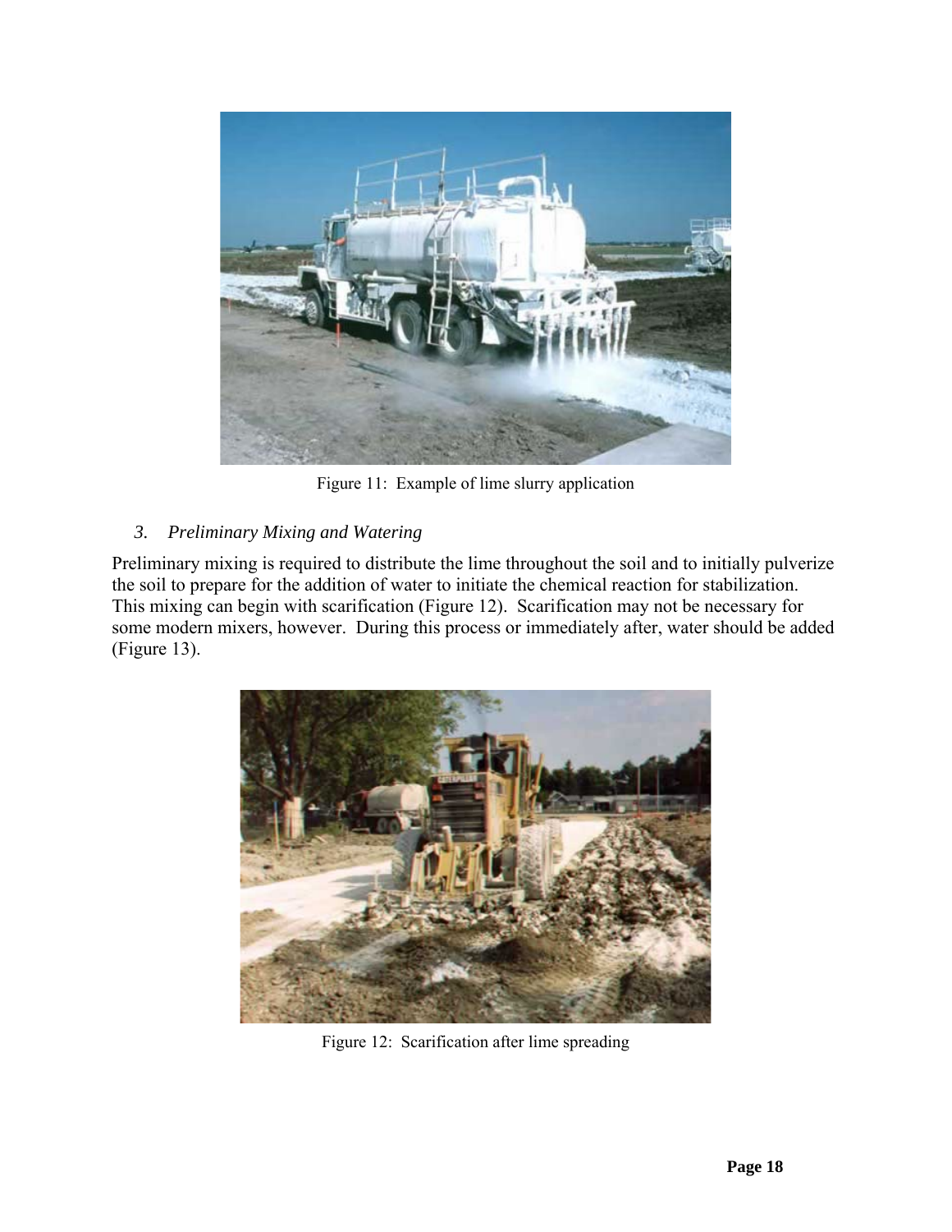Figure 11: Example of lime slurry application

### *3. Preliminary Mixing and Watering*

Preliminary mixing is required to distribute the lime throughout the soil and to initially pulverize the soil to prepare for the addition of water to initiate the chemical reaction for stabilization. This mixing can begin with scarification (Figure 12). Scarification may not be necessary for some modern mixers, however. During this process or immediately after, water should be added (Figure 13).

Figure 12: Scarification after lime spreading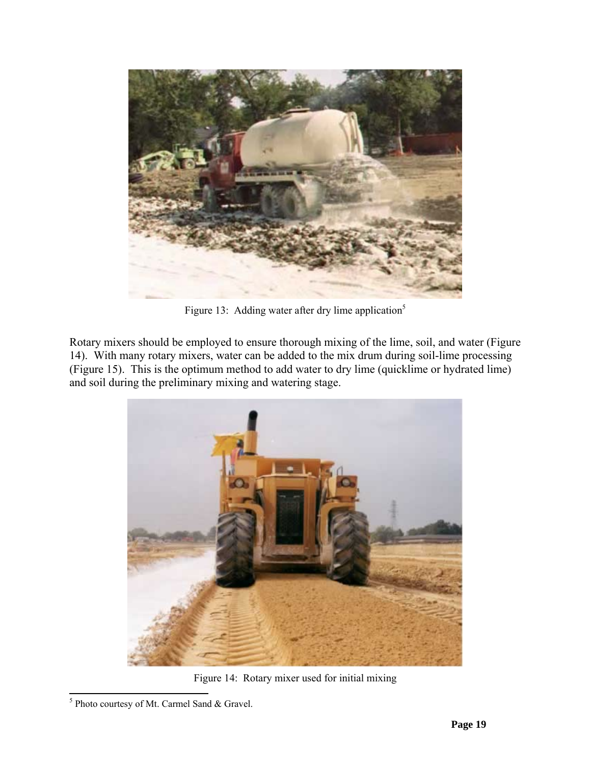Figure 13: Adding water after dry lime application[5]

Rotary mixers should be employed to ensure thorough mixing of the lime, soil, and water (Figure 14). With many rotary mixers, water can be added to the mix drum during soil-lime processing (Figure 15). This is the optimum method to add water to dry lime (quicklime or hydrated lime) and soil during the preliminary mixing and watering stage.

Figure 14: Rotary mixer used for initial mixing

[5] Photo courtesy of Mt. Carmel Sand & Gravel.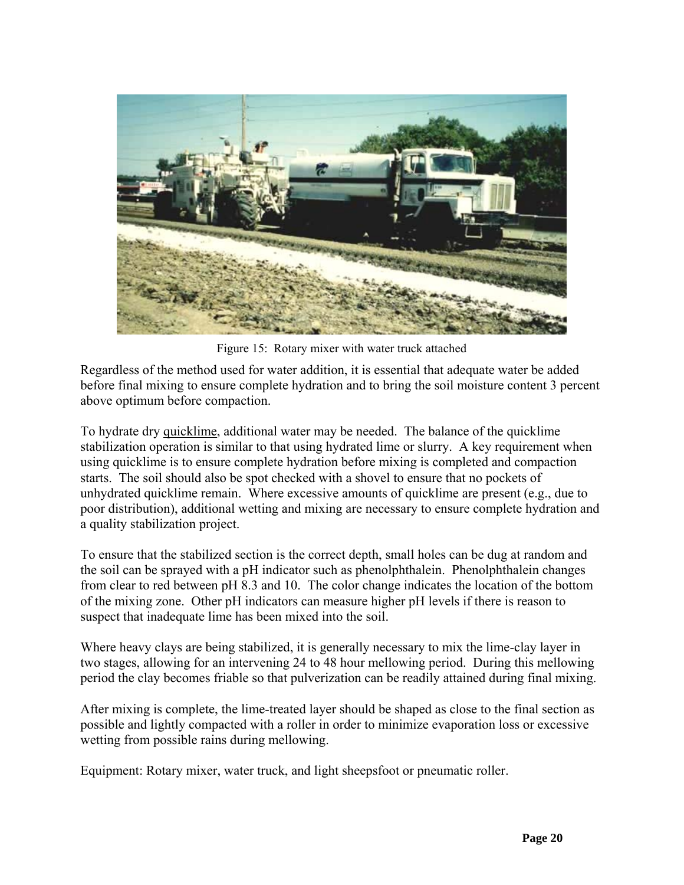Figure 15: Rotary mixer with water truck attached

Regardless of the method used for water addition, it is essential that adequate water be added before final mixing to ensure complete hydration and to bring the soil moisture content 3 percent above optimum before compaction.

To hydrate dry quicklime, additional water may be needed. The balance of the quicklime stabilization operation is similar to that using hydrated lime or slurry. A key requirement when using quicklime is to ensure complete hydration before mixing is completed and compaction starts. The soil should also be spot checked with a shovel to ensure that no pockets of unhydrated quicklime remain. Where excessive amounts of quicklime are present (e.g., due to poor distribution), additional wetting and mixing are necessary to ensure complete hydration and a quality stabilization project.

To ensure that the stabilized section is the correct depth, small holes can be dug at random and the soil can be sprayed with a pH indicator such as phenolphthalein. Phenolphthalein changes from clear to red between pH 8.3 and 10. The color change indicates the location of the bottom of the mixing zone. Other pH indicators can measure higher pH levels if there is reason to suspect that inadequate lime has been mixed into the soil.

Where heavy clays are being stabilized, it is generally necessary to mix the lime-clay layer in two stages, allowing for an intervening 24 to 48 hour mellowing period. During this mellowing period the clay becomes friable so that pulverization can be readily attained during final mixing.

After mixing is complete, the lime-treated layer should be shaped as close to the final section as possible and lightly compacted with a roller in order to minimize evaporation loss or excessive wetting from possible rains during mellowing.

Equipment: Rotary mixer, water truck, and light sheepsfoot or pneumatic roller.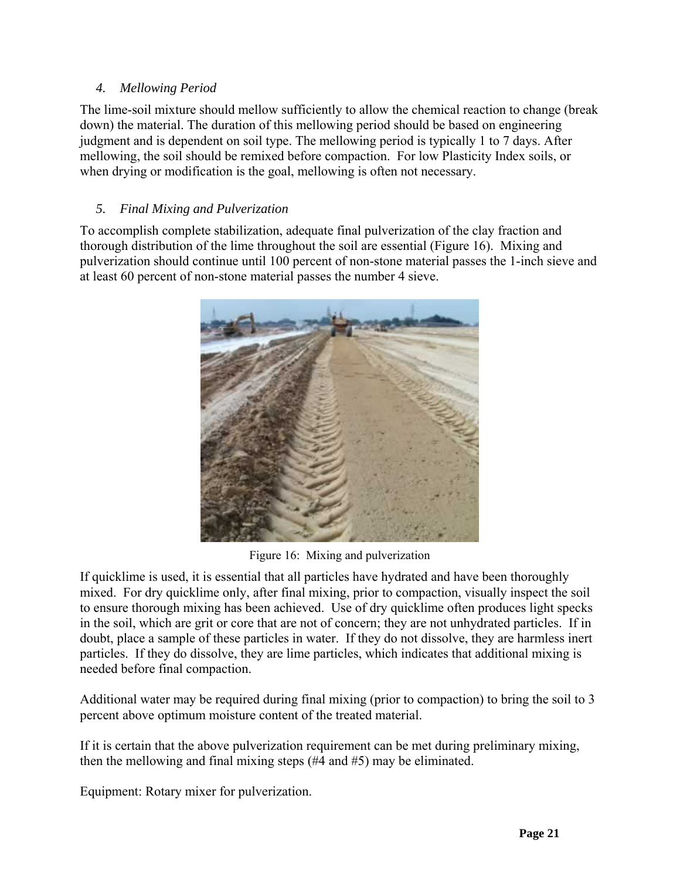### *4. Mellowing Period*

The lime-soil mixture should mellow sufficiently to allow the chemical reaction to change (break down) the material. The duration of this mellowing period should be based on engineering judgment and is dependent on soil type. The mellowing period is typically 1 to 7 days. After mellowing, the soil should be remixed before compaction. For low Plasticity Index soils, or when drying or modification is the goal, mellowing is often not necessary.

### *5. Final Mixing and Pulverization*

To accomplish complete stabilization, adequate final pulverization of the clay fraction and thorough distribution of the lime throughout the soil are essential (Figure 16). Mixing and pulverization should continue until 100 percent of non-stone material passes the 1-inch sieve and at least 60 percent of non-stone material passes the number 4 sieve.

Figure 16: Mixing and pulverization

If quicklime is used, it is essential that all particles have hydrated and have been thoroughly mixed. For dry quicklime only, after final mixing, prior to compaction, visually inspect the soil to ensure thorough mixing has been achieved. Use of dry quicklime often produces light specks in the soil, which are grit or core that are not of concern; they are not unhydrated particles. If in doubt, place a sample of these particles in water. If they do not dissolve, they are harmless inert particles. If they do dissolve, they are lime particles, which indicates that additional mixing is needed before final compaction.

Additional water may be required during final mixing (prior to compaction) to bring the soil to 3 percent above optimum moisture content of the treated material.

If it is certain that the above pulverization requirement can be met during preliminary mixing, then the mellowing and final mixing steps (#4 and #5) may be eliminated.

Equipment: Rotary mixer for pulverization.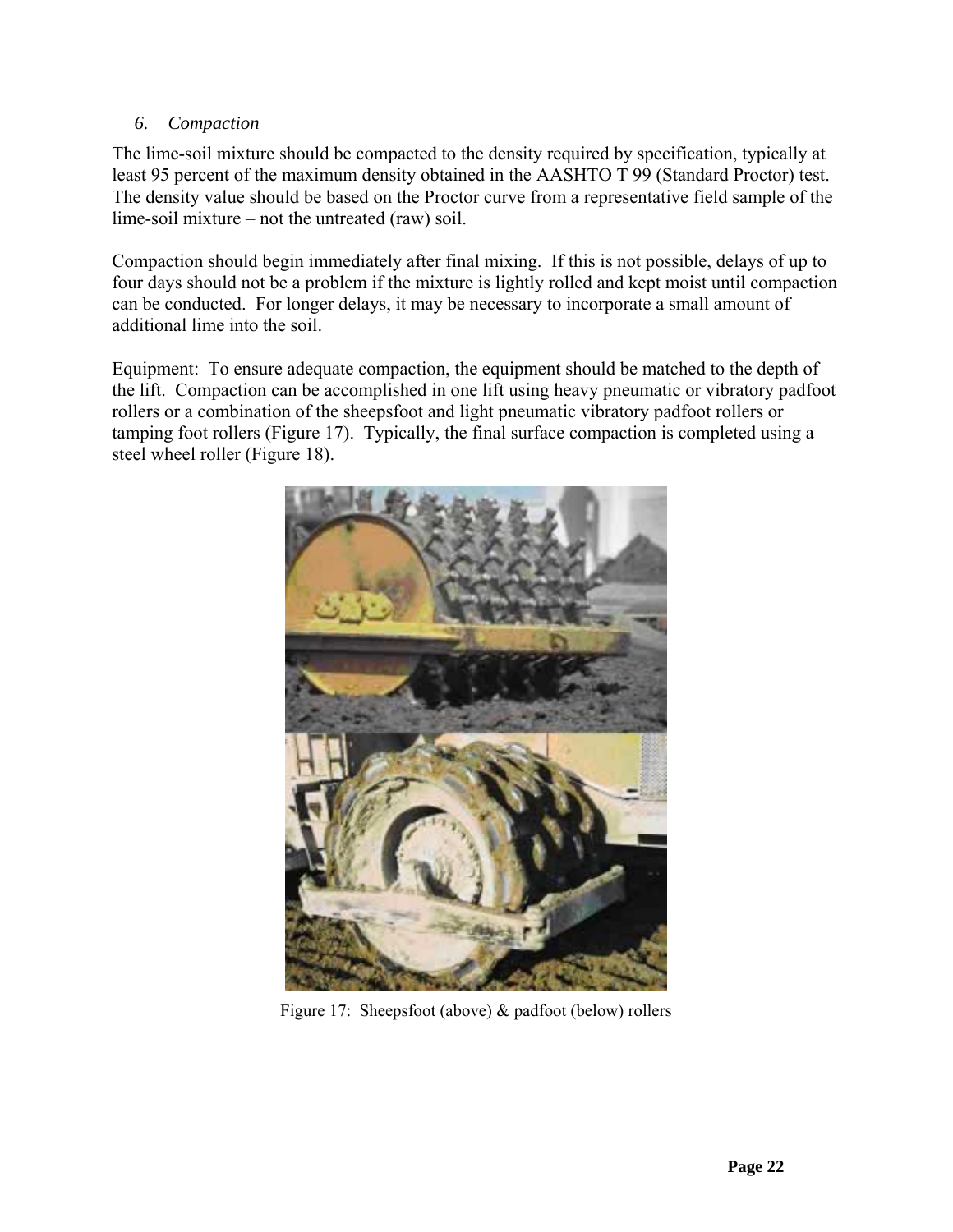### *6. Compaction*

The lime-soil mixture should be compacted to the density required by specification, typically at least 95 percent of the maximum density obtained in the AASHTO T 99 (Standard Proctor) test. The density value should be based on the Proctor curve from a representative field sample of the lime-soil mixture – not the untreated (raw) soil.

Compaction should begin immediately after final mixing. If this is not possible, delays of up to four days should not be a problem if the mixture is lightly rolled and kept moist until compaction can be conducted. For longer delays, it may be necessary to incorporate a small amount of additional lime into the soil.

Equipment: To ensure adequate compaction, the equipment should be matched to the depth of the lift. Compaction can be accomplished in one lift using heavy pneumatic or vibratory padfoot rollers or a combination of the sheepsfoot and light pneumatic vibratory padfoot rollers or tamping foot rollers (Figure 17). Typically, the final surface compaction is completed using a steel wheel roller (Figure 18).

Figure 17: Sheepsfoot (above) & padfoot (below) rollers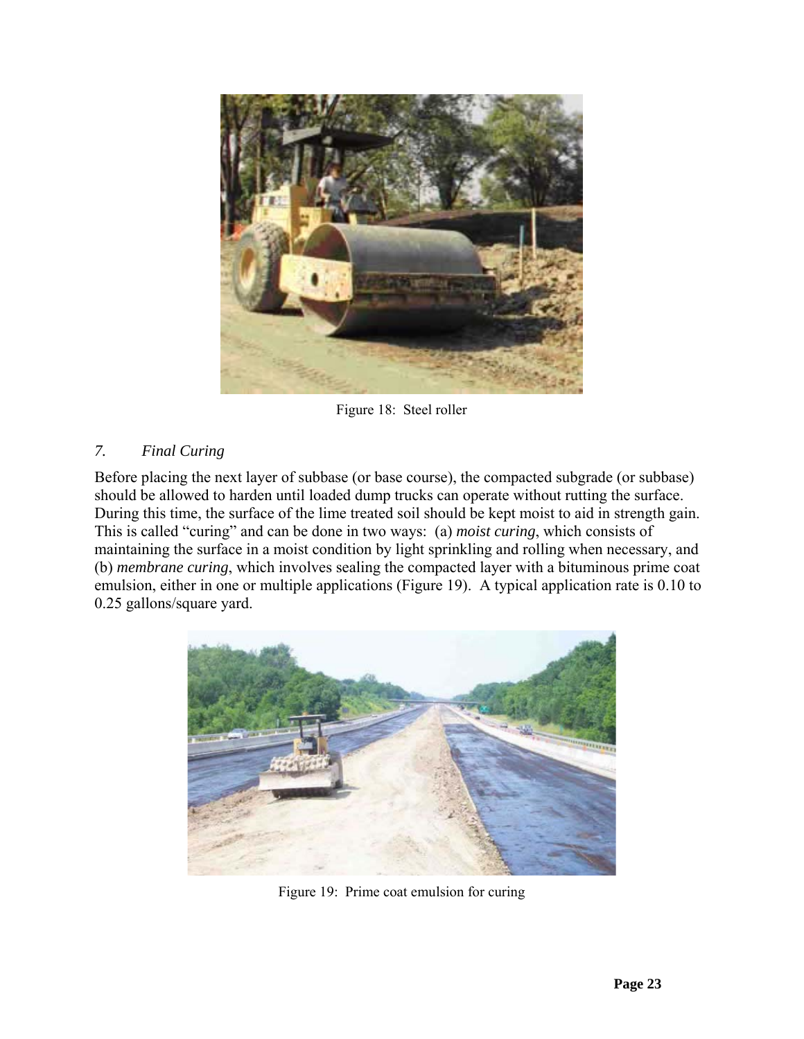Figure 18: Steel roller

### *7. Final Curing*

Before placing the next layer of subbase (or base course), the compacted subgrade (or subbase) should be allowed to harden until loaded dump trucks can operate without rutting the surface. During this time, the surface of the lime treated soil should be kept moist to aid in strength gain. This is called "curing" and can be done in two ways: (a) *moist curing*, which consists of maintaining the surface in a moist condition by light sprinkling and rolling when necessary, and (b) *membrane curing*, which involves sealing the compacted layer with a bituminous prime coat emulsion, either in one or multiple applications (Figure 19). A typical application rate is 0.10 to 0.25 gallons/square yard.

Figure 19: Prime coat emulsion for curing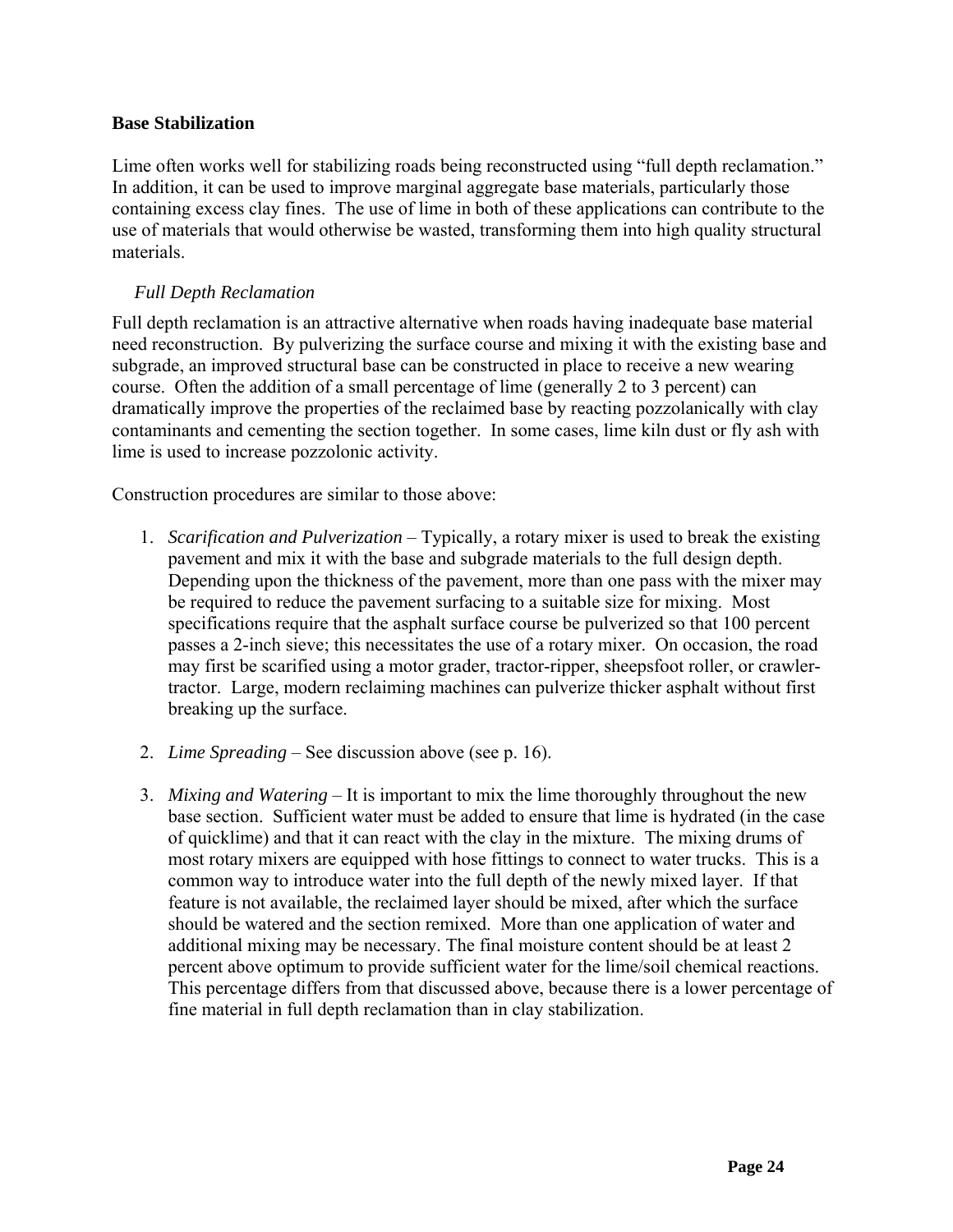**Base Stabilization**

Lime often works well for stabilizing roads being reconstructed using "full depth reclamation." In addition, it can be used to improve marginal aggregate base materials, particularly those containing excess clay fines. The use of lime in both of these applications can contribute to the use of materials that would otherwise be wasted, transforming them into high quality structural materials.

*Full Depth Reclamation*

Full depth reclamation is an attractive alternative when roads having inadequate base material need reconstruction. By pulverizing the surface course and mixing it with the existing base and subgrade, an improved structural base can be constructed in place to receive a new wearing course. Often the addition of a small percentage of lime (generally 2 to 3 percent) can dramatically improve the properties of the reclaimed base by reacting pozzolanically with clay contaminants and cementing the section together. In some cases, lime kiln dust or fly ash with lime is used to increase pozzolonic activity.

Construction procedures are similar to those above:

1. *Scarification and Pulverization* – Typically, a rotary mixer is used to break the existing pavement and mix it with the base and subgrade materials to the full design depth. Depending upon the thickness of the pavement, more than one pass with the mixer may be required to reduce the pavement surfacing to a suitable size for mixing. Most specifications require that the asphalt surface course be pulverized so that 100 percent passes a 2-inch sieve; this necessitates the use of a rotary mixer. On occasion, the road may first be scarified using a motor grader, tractor-ripper, sheepsfoot roller, or crawler-tractor. Large, modern reclaiming machines can pulverize thicker asphalt without first breaking up the surface.

2. *Lime Spreading* – See discussion above (see p. 16).

3. *Mixing and Watering* – It is important to mix the lime thoroughly throughout the new base section. Sufficient water must be added to ensure that lime is hydrated (in the case of quicklime) and that it can react with the clay in the mixture. The mixing drums of most rotary mixers are equipped with hose fittings to connect to water trucks. This is a common way to introduce water into the full depth of the newly mixed layer. If that feature is not available, the reclaimed layer should be mixed, after which the surface should be watered and the section remixed. More than one application of water and additional mixing may be necessary. The final moisture content should be at least 2 percent above optimum to provide sufficient water for the lime/soil chemical reactions. This percentage differs from that discussed above, because there is a lower percentage of fine material in full depth reclamation than in clay stabilization.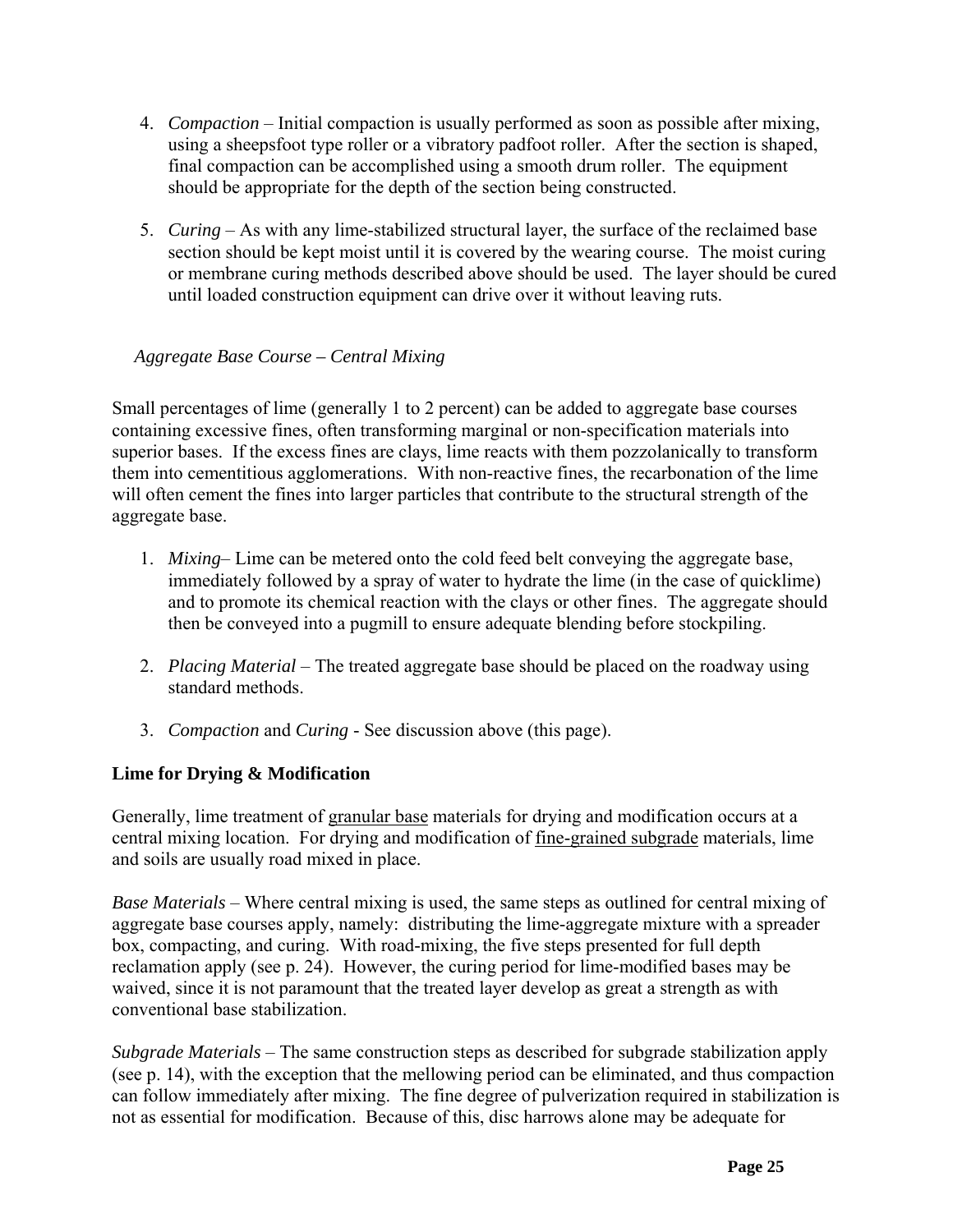4. *Compaction* – Initial compaction is usually performed as soon as possible after mixing, using a sheepsfoot type roller or a vibratory padfoot roller. After the section is shaped, final compaction can be accomplished using a smooth drum roller. The equipment should be appropriate for the depth of the section being constructed.

5. *Curing* – As with any lime-stabilized structural layer, the surface of the reclaimed base section should be kept moist until it is covered by the wearing course. The moist curing or membrane curing methods described above should be used. The layer should be cured until loaded construction equipment can drive over it without leaving ruts.

*Aggregate Base Course – Central Mixing*

Small percentages of lime (generally 1 to 2 percent) can be added to aggregate base courses containing excessive fines, often transforming marginal or non-specification materials into superior bases. If the excess fines are clays, lime reacts with them pozzolanically to transform them into cementitious agglomerations. With non-reactive fines, the recarbonation of the lime will often cement the fines into larger particles that contribute to the structural strength of the aggregate base.

1. *Mixing*– Lime can be metered onto the cold feed belt conveying the aggregate base, immediately followed by a spray of water to hydrate the lime (in the case of quicklime) and to promote its chemical reaction with the clays or other fines. The aggregate should then be conveyed into a pugmill to ensure adequate blending before stockpiling.

2. *Placing Material* – The treated aggregate base should be placed on the roadway using standard methods.

3. *Compaction* and *Curing* - See discussion above (this page).

**Lime for Drying & Modification**

Generally, lime treatment of granular base materials for drying and modification occurs at a central mixing location. For drying and modification of fine-grained subgrade materials, lime and soils are usually road mixed in place.

*Base Materials* – Where central mixing is used, the same steps as outlined for central mixing of aggregate base courses apply, namely: distributing the lime-aggregate mixture with a spreader box, compacting, and curing. With road-mixing, the five steps presented for full depth reclamation apply (see p. 24). However, the curing period for lime-modified bases may be waived, since it is not paramount that the treated layer develop as great a strength as with conventional base stabilization.

*Subgrade Materials* – The same construction steps as described for subgrade stabilization apply (see p. 14), with the exception that the mellowing period can be eliminated, and thus compaction can follow immediately after mixing. The fine degree of pulverization required in stabilization is not as essential for modification. Because of this, disc harrows alone may be adequate for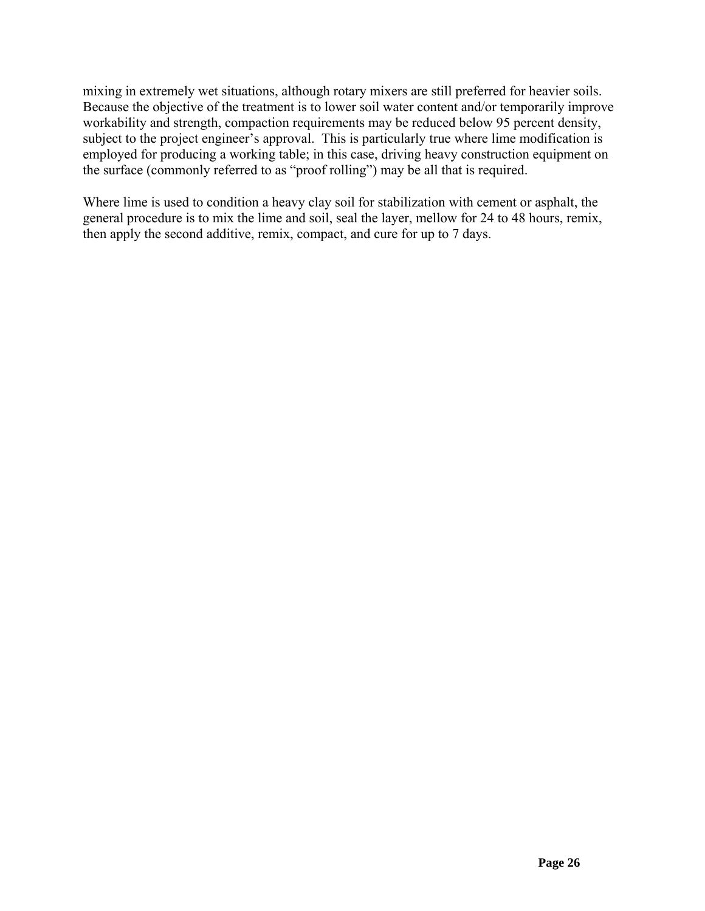mixing in extremely wet situations, although rotary mixers are still preferred for heavier soils. Because the objective of the treatment is to lower soil water content and/or temporarily improve workability and strength, compaction requirements may be reduced below 95 percent density, subject to the project engineer's approval. This is particularly true where lime modification is employed for producing a working table; in this case, driving heavy construction equipment on the surface (commonly referred to as "proof rolling") may be all that is required.

Where lime is used to condition a heavy clay soil for stabilization with cement or asphalt, the general procedure is to mix the lime and soil, seal the layer, mellow for 24 to 48 hours, remix, then apply the second additive, remix, compact, and cure for up to 7 days.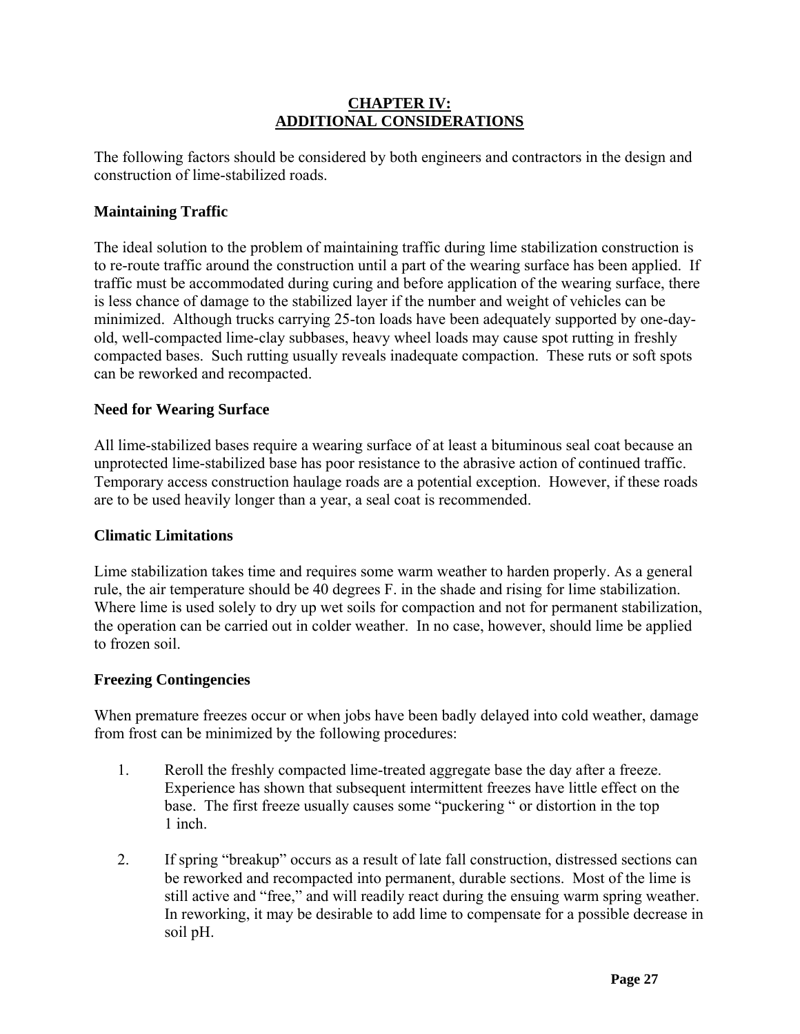# CHAPTER IV: ADDITIONAL CONSIDERATIONS

The following factors should be considered by both engineers and contractors in the design and construction of lime-stabilized roads.

## Maintaining Traffic

The ideal solution to the problem of maintaining traffic during lime stabilization construction is to re-route traffic around the construction until a part of the wearing surface has been applied. If traffic must be accommodated during curing and before application of the wearing surface, there is less chance of damage to the stabilized layer if the number and weight of vehicles can be minimized. Although trucks carrying 25-ton loads have been adequately supported by one-day-old, well-compacted lime-clay subbases, heavy wheel loads may cause spot rutting in freshly compacted bases. Such rutting usually reveals inadequate compaction. These ruts or soft spots can be reworked and recompacted.

## Need for Wearing Surface

All lime-stabilized bases require a wearing surface of at least a bituminous seal coat because an unprotected lime-stabilized base has poor resistance to the abrasive action of continued traffic. Temporary access construction haulage roads are a potential exception. However, if these roads are to be used heavily longer than a year, a seal coat is recommended.

## Climatic Limitations

Lime stabilization takes time and requires some warm weather to harden properly. As a general rule, the air temperature should be 40 degrees F. in the shade and rising for lime stabilization. Where lime is used solely to dry up wet soils for compaction and not for permanent stabilization, the operation can be carried out in colder weather. In no case, however, should lime be applied to frozen soil.

## Freezing Contingencies

When premature freezes occur or when jobs have been badly delayed into cold weather, damage from frost can be minimized by the following procedures:

1. Reroll the freshly compacted lime-treated aggregate base the day after a freeze. Experience has shown that subsequent intermittent freezes have little effect on the base. The first freeze usually causes some "puckering " or distortion in the top 1 inch.

2. If spring "breakup" occurs as a result of late fall construction, distressed sections can be reworked and recompacted into permanent, durable sections. Most of the lime is still active and "free," and will readily react during the ensuing warm spring weather. In reworking, it may be desirable to add lime to compensate for a possible decrease in soil pH.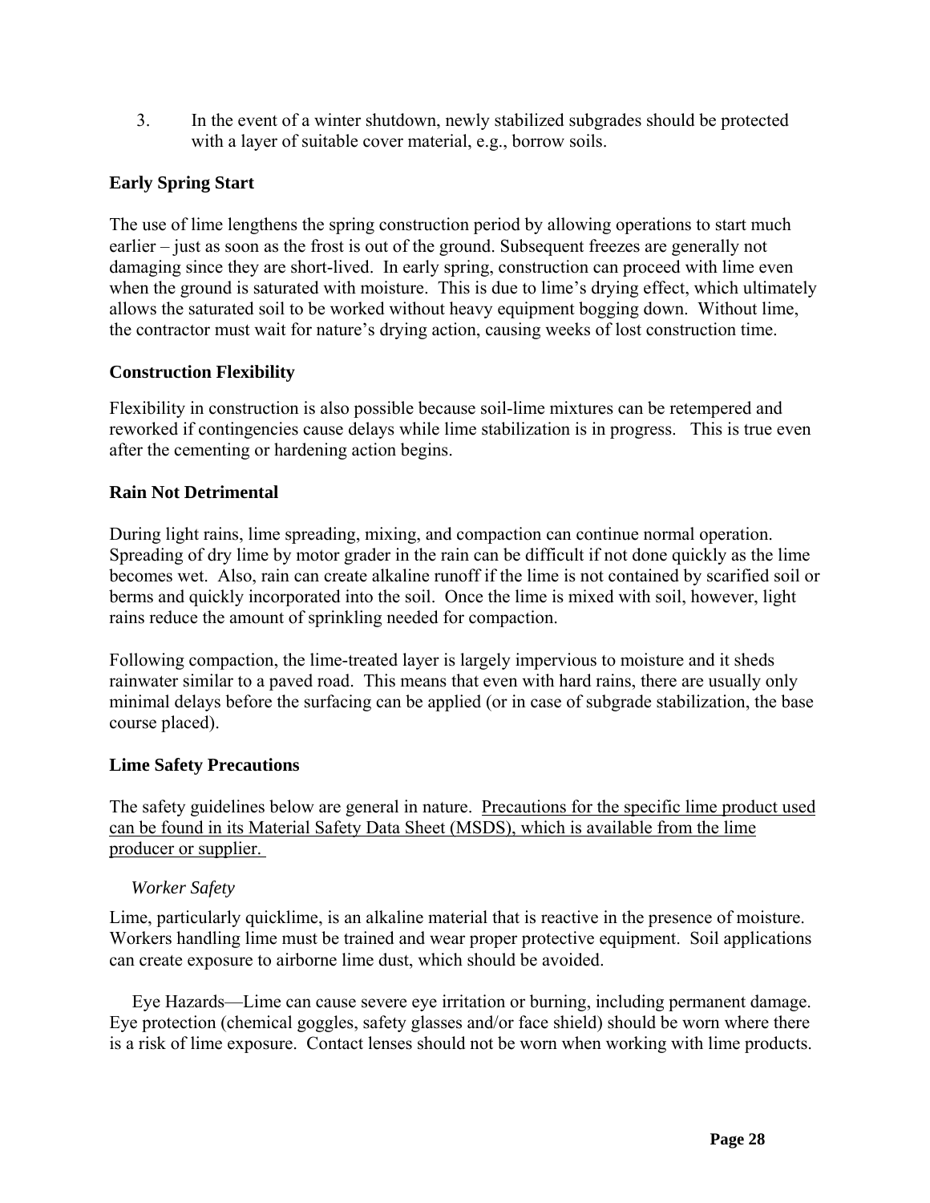3. In the event of a winter shutdown, newly stabilized subgrades should be protected with a layer of suitable cover material, e.g., borrow soils.

**Early Spring Start**

The use of lime lengthens the spring construction period by allowing operations to start much earlier – just as soon as the frost is out of the ground. Subsequent freezes are generally not damaging since they are short-lived. In early spring, construction can proceed with lime even when the ground is saturated with moisture. This is due to lime's drying effect, which ultimately allows the saturated soil to be worked without heavy equipment bogging down. Without lime, the contractor must wait for nature's drying action, causing weeks of lost construction time.

**Construction Flexibility**

Flexibility in construction is also possible because soil-lime mixtures can be retempered and reworked if contingencies cause delays while lime stabilization is in progress. This is true even after the cementing or hardening action begins.

**Rain Not Detrimental**

During light rains, lime spreading, mixing, and compaction can continue normal operation. Spreading of dry lime by motor grader in the rain can be difficult if not done quickly as the lime becomes wet. Also, rain can create alkaline runoff if the lime is not contained by scarified soil or berms and quickly incorporated into the soil. Once the lime is mixed with soil, however, light rains reduce the amount of sprinkling needed for compaction.

Following compaction, the lime-treated layer is largely impervious to moisture and it sheds rainwater similar to a paved road. This means that even with hard rains, there are usually only minimal delays before the surfacing can be applied (or in case of subgrade stabilization, the base course placed).

**Lime Safety Precautions**

The safety guidelines below are general in nature. <u>Precautions for the specific lime product used can be found in its Material Safety Data Sheet (MSDS), which is available from the lime producer or supplier.</u>

*Worker Safety*

Lime, particularly quicklime, is an alkaline material that is reactive in the presence of moisture. Workers handling lime must be trained and wear proper protective equipment. Soil applications can create exposure to airborne lime dust, which should be avoided.

Eye Hazards—Lime can cause severe eye irritation or burning, including permanent damage. Eye protection (chemical goggles, safety glasses and/or face shield) should be worn where there is a risk of lime exposure. Contact lenses should not be worn when working with lime products.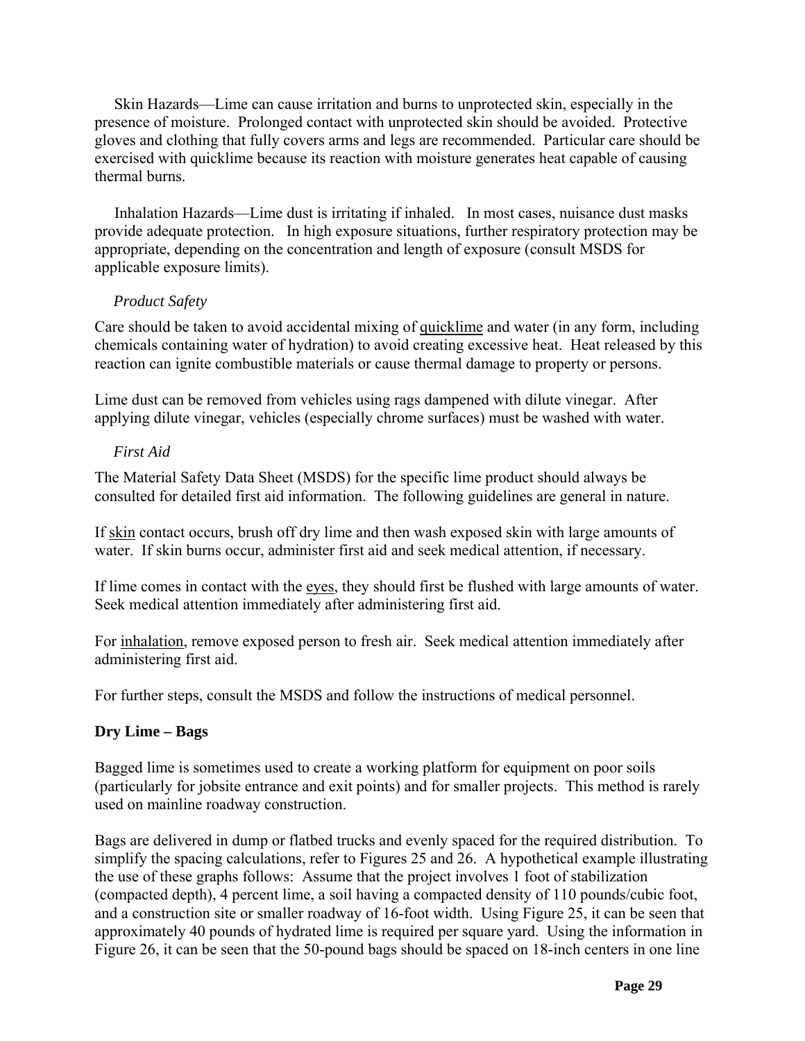Skin Hazards—Lime can cause irritation and burns to unprotected skin, especially in the presence of moisture. Prolonged contact with unprotected skin should be avoided. Protective gloves and clothing that fully covers arms and legs are recommended. Particular care should be exercised with quicklime because its reaction with moisture generates heat capable of causing thermal burns.

Inhalation Hazards—Lime dust is irritating if inhaled. In most cases, nuisance dust masks provide adequate protection. In high exposure situations, further respiratory protection may be appropriate, depending on the concentration and length of exposure (consult MSDS for applicable exposure limits).

*Product Safety*

Care should be taken to avoid accidental mixing of quicklime and water (in any form, including chemicals containing water of hydration) to avoid creating excessive heat. Heat released by this reaction can ignite combustible materials or cause thermal damage to property or persons.

Lime dust can be removed from vehicles using rags dampened with dilute vinegar. After applying dilute vinegar, vehicles (especially chrome surfaces) must be washed with water.

*First Aid*

The Material Safety Data Sheet (MSDS) for the specific lime product should always be consulted for detailed first aid information. The following guidelines are general in nature.

If skin contact occurs, brush off dry lime and then wash exposed skin with large amounts of water. If skin burns occur, administer first aid and seek medical attention, if necessary.

If lime comes in contact with the eyes, they should first be flushed with large amounts of water. Seek medical attention immediately after administering first aid.

For inhalation, remove exposed person to fresh air. Seek medical attention immediately after administering first aid.

For further steps, consult the MSDS and follow the instructions of medical personnel.

**Dry Lime – Bags**

Bagged lime is sometimes used to create a working platform for equipment on poor soils (particularly for jobsite entrance and exit points) and for smaller projects. This method is rarely used on mainline roadway construction.

Bags are delivered in dump or flatbed trucks and evenly spaced for the required distribution. To simplify the spacing calculations, refer to Figures 25 and 26. A hypothetical example illustrating the use of these graphs follows: Assume that the project involves 1 foot of stabilization (compacted depth), 4 percent lime, a soil having a compacted density of 110 pounds/cubic foot, and a construction site or smaller roadway of 16-foot width. Using Figure 25, it can be seen that approximately 40 pounds of hydrated lime is required per square yard. Using the information in Figure 26, it can be seen that the 50-pound bags should be spaced on 18-inch centers in one line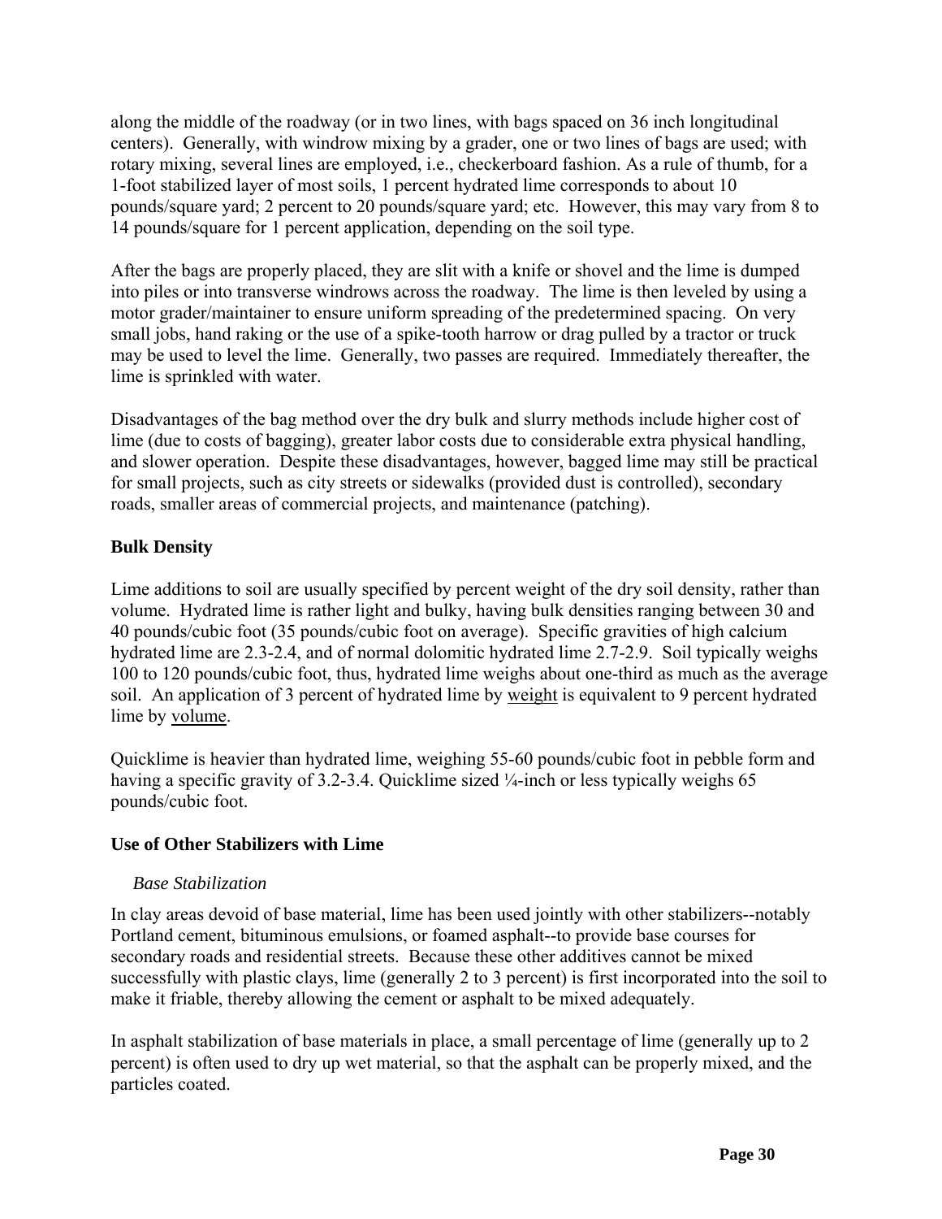along the middle of the roadway (or in two lines, with bags spaced on 36 inch longitudinal centers). Generally, with windrow mixing by a grader, one or two lines of bags are used; with rotary mixing, several lines are employed, i.e., checkerboard fashion. As a rule of thumb, for a 1-foot stabilized layer of most soils, 1 percent hydrated lime corresponds to about 10 pounds/square yard; 2 percent to 20 pounds/square yard; etc. However, this may vary from 8 to 14 pounds/square for 1 percent application, depending on the soil type.

After the bags are properly placed, they are slit with a knife or shovel and the lime is dumped into piles or into transverse windrows across the roadway. The lime is then leveled by using a motor grader/maintainer to ensure uniform spreading of the predetermined spacing. On very small jobs, hand raking or the use of a spike-tooth harrow or drag pulled by a tractor or truck may be used to level the lime. Generally, two passes are required. Immediately thereafter, the lime is sprinkled with water.

Disadvantages of the bag method over the dry bulk and slurry methods include higher cost of lime (due to costs of bagging), greater labor costs due to considerable extra physical handling, and slower operation. Despite these disadvantages, however, bagged lime may still be practical for small projects, such as city streets or sidewalks (provided dust is controlled), secondary roads, smaller areas of commercial projects, and maintenance (patching).

### Bulk Density

Lime additions to soil are usually specified by percent weight of the dry soil density, rather than volume. Hydrated lime is rather light and bulky, having bulk densities ranging between 30 and 40 pounds/cubic foot (35 pounds/cubic foot on average). Specific gravities of high calcium hydrated lime are 2.3-2.4, and of normal dolomitic hydrated lime 2.7-2.9. Soil typically weighs 100 to 120 pounds/cubic foot, thus, hydrated lime weighs about one-third as much as the average soil. An application of 3 percent of hydrated lime by <u>weight</u> is equivalent to 9 percent hydrated lime by <u>volume</u>.

Quicklime is heavier than hydrated lime, weighing 55-60 pounds/cubic foot in pebble form and having a specific gravity of 3.2-3.4. Quicklime sized ¼-inch or less typically weighs 65 pounds/cubic foot.

### Use of Other Stabilizers with Lime

#### *Base Stabilization*

In clay areas devoid of base material, lime has been used jointly with other stabilizers--notably Portland cement, bituminous emulsions, or foamed asphalt--to provide base courses for secondary roads and residential streets. Because these other additives cannot be mixed successfully with plastic clays, lime (generally 2 to 3 percent) is first incorporated into the soil to make it friable, thereby allowing the cement or asphalt to be mixed adequately.

In asphalt stabilization of base materials in place, a small percentage of lime (generally up to 2 percent) is often used to dry up wet material, so that the asphalt can be properly mixed, and the particles coated.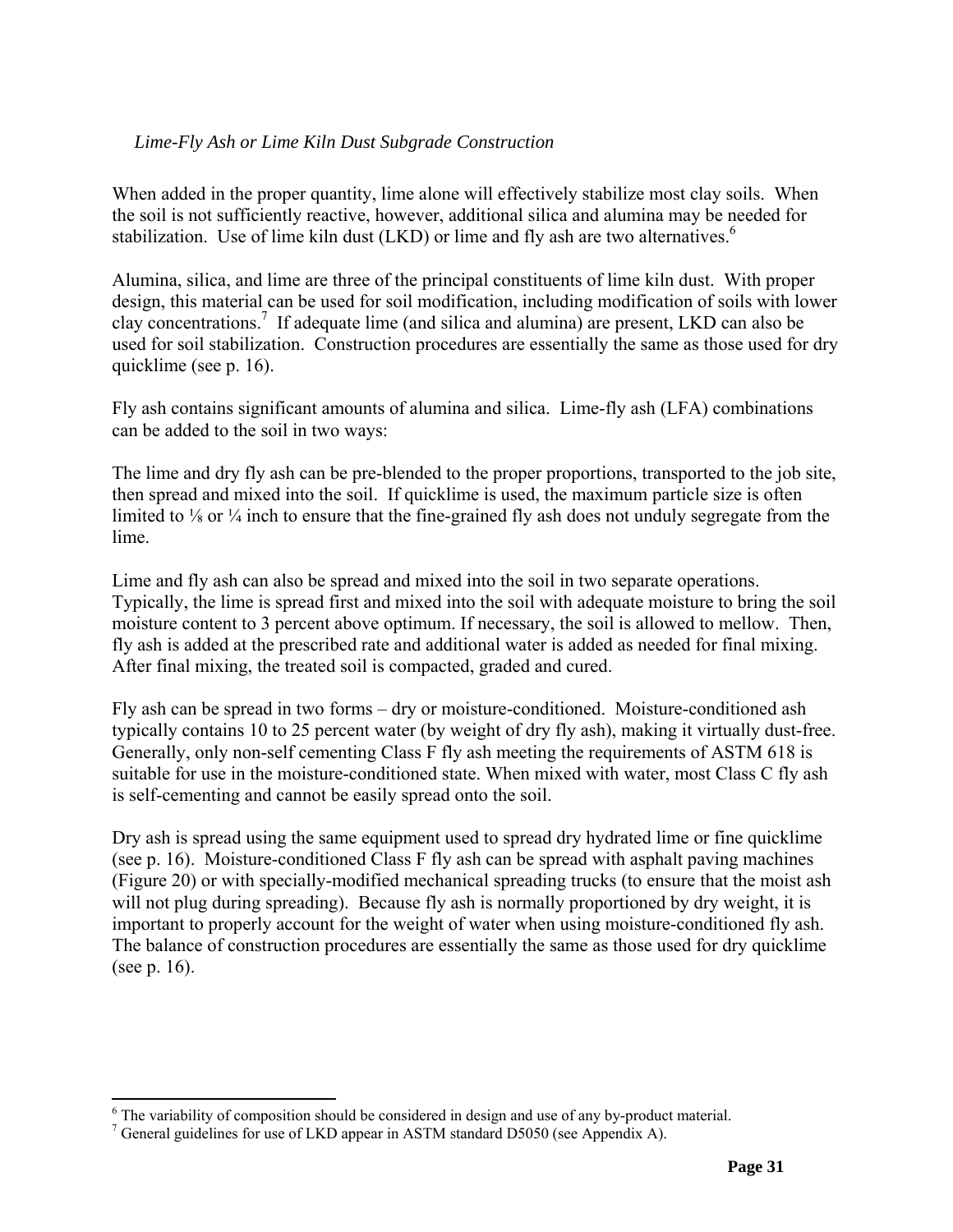### *Lime-Fly Ash or Lime Kiln Dust Subgrade Construction*

When added in the proper quantity, lime alone will effectively stabilize most clay soils. When the soil is not sufficiently reactive, however, additional silica and alumina may be needed for stabilization. Use of lime kiln dust (LKD) or lime and fly ash are two alternatives.[6]

Alumina, silica, and lime are three of the principal constituents of lime kiln dust. With proper design, this material can be used for soil modification, including modification of soils with lower clay concentrations.[7] If adequate lime (and silica and alumina) are present, LKD can also be used for soil stabilization. Construction procedures are essentially the same as those used for dry quicklime (see p. 16).

Fly ash contains significant amounts of alumina and silica. Lime-fly ash (LFA) combinations can be added to the soil in two ways:

The lime and dry fly ash can be pre-blended to the proper proportions, transported to the job site, then spread and mixed into the soil. If quicklime is used, the maximum particle size is often limited to ⅛ or ¼ inch to ensure that the fine-grained fly ash does not unduly segregate from the lime.

Lime and fly ash can also be spread and mixed into the soil in two separate operations. Typically, the lime is spread first and mixed into the soil with adequate moisture to bring the soil moisture content to 3 percent above optimum. If necessary, the soil is allowed to mellow. Then, fly ash is added at the prescribed rate and additional water is added as needed for final mixing. After final mixing, the treated soil is compacted, graded and cured.

Fly ash can be spread in two forms – dry or moisture-conditioned. Moisture-conditioned ash typically contains 10 to 25 percent water (by weight of dry fly ash), making it virtually dust-free. Generally, only non-self cementing Class F fly ash meeting the requirements of ASTM 618 is suitable for use in the moisture-conditioned state. When mixed with water, most Class C fly ash is self-cementing and cannot be easily spread onto the soil.

Dry ash is spread using the same equipment used to spread dry hydrated lime or fine quicklime (see p. 16). Moisture-conditioned Class F fly ash can be spread with asphalt paving machines (Figure 20) or with specially-modified mechanical spreading trucks (to ensure that the moist ash will not plug during spreading). Because fly ash is normally proportioned by dry weight, it is important to properly account for the weight of water when using moisture-conditioned fly ash. The balance of construction procedures are essentially the same as those used for dry quicklime (see p. 16).

---

[6] The variability of composition should be considered in design and use of any by-product material.

[7] General guidelines for use of LKD appear in ASTM standard D5050 (see Appendix A).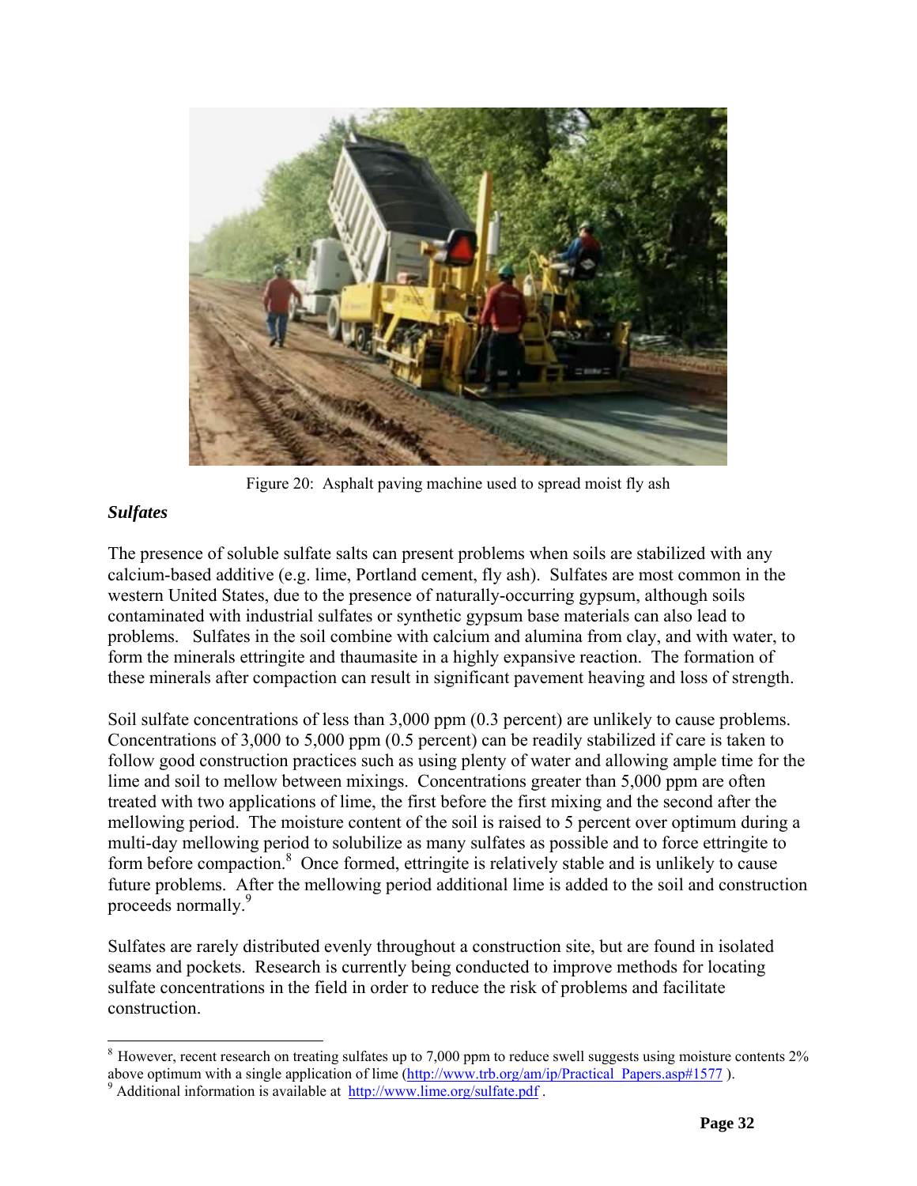Figure 20: Asphalt paving machine used to spread moist fly ash

***Sulfates***

The presence of soluble sulfate salts can present problems when soils are stabilized with any calcium-based additive (e.g. lime, Portland cement, fly ash). Sulfates are most common in the western United States, due to the presence of naturally-occurring gypsum, although soils contaminated with industrial sulfates or synthetic gypsum base materials can also lead to problems. Sulfates in the soil combine with calcium and alumina from clay, and with water, to form the minerals ettringite and thaumasite in a highly expansive reaction. The formation of these minerals after compaction can result in significant pavement heaving and loss of strength.

Soil sulfate concentrations of less than 3,000 ppm (0.3 percent) are unlikely to cause problems. Concentrations of 3,000 to 5,000 ppm (0.5 percent) can be readily stabilized if care is taken to follow good construction practices such as using plenty of water and allowing ample time for the lime and soil to mellow between mixings. Concentrations greater than 5,000 ppm are often treated with two applications of lime, the first before the first mixing and the second after the mellowing period. The moisture content of the soil is raised to 5 percent over optimum during a multi-day mellowing period to solubilize as many sulfates as possible and to force ettringite to form before compaction.[8] Once formed, ettringite is relatively stable and is unlikely to cause future problems. After the mellowing period additional lime is added to the soil and construction proceeds normally.[9]

Sulfates are rarely distributed evenly throughout a construction site, but are found in isolated seams and pockets. Research is currently being conducted to improve methods for locating sulfate concentrations in the field in order to reduce the risk of problems and facilitate construction.

---

[8] However, recent research on treating sulfates up to 7,000 ppm to reduce swell suggests using moisture contents 2% above optimum with a single application of lime (http://www.trb.org/am/ip/Practical_Papers.asp#1577 ).

[9] Additional information is available at http://www.lime.org/sulfate.pdf .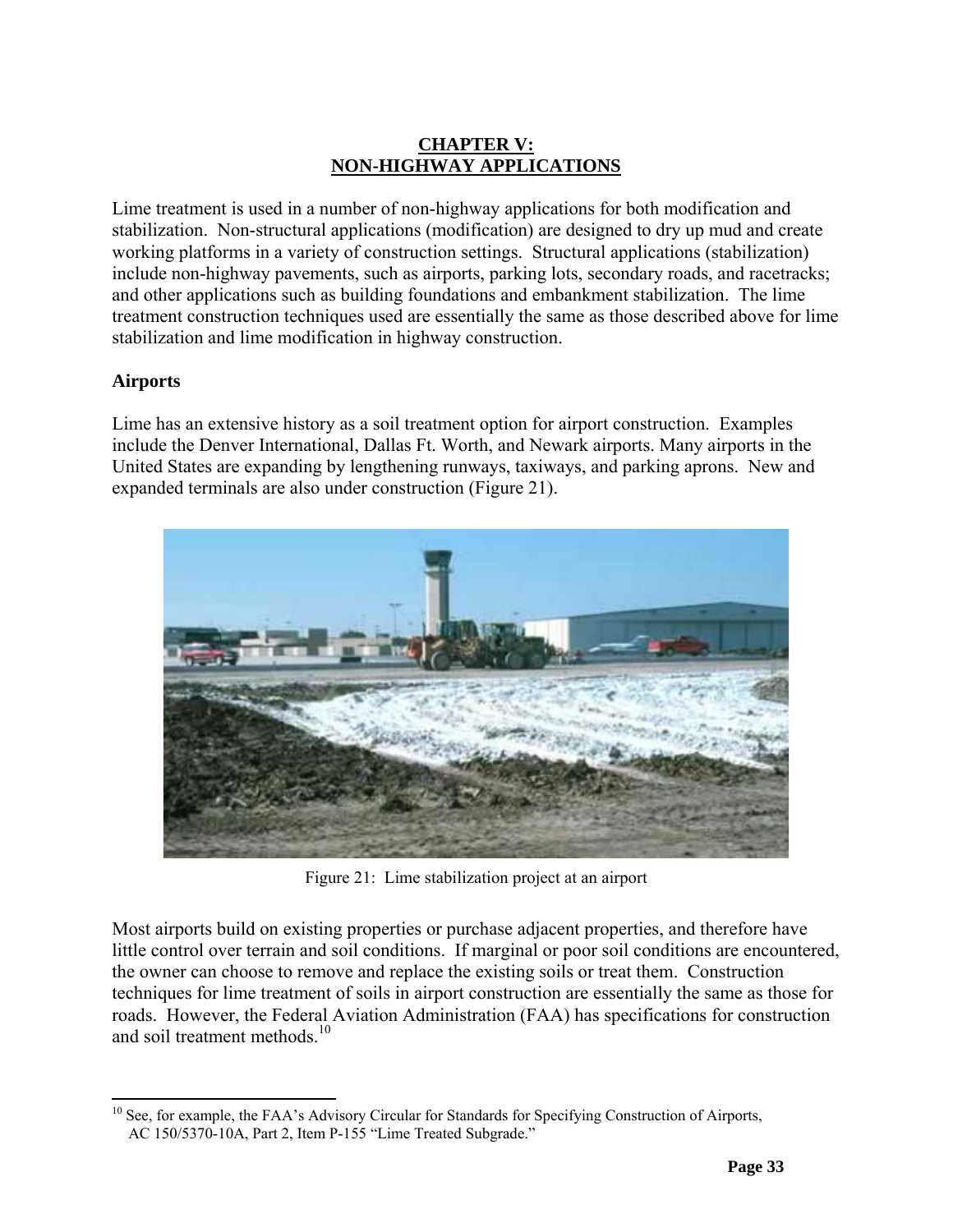# CHAPTER V: NON-HIGHWAY APPLICATIONS

Lime treatment is used in a number of non-highway applications for both modification and stabilization. Non-structural applications (modification) are designed to dry up mud and create working platforms in a variety of construction settings. Structural applications (stabilization) include non-highway pavements, such as airports, parking lots, secondary roads, and racetracks; and other applications such as building foundations and embankment stabilization. The lime treatment construction techniques used are essentially the same as those described above for lime stabilization and lime modification in highway construction.

## Airports

Lime has an extensive history as a soil treatment option for airport construction. Examples include the Denver International, Dallas Ft. Worth, and Newark airports. Many airports in the United States are expanding by lengthening runways, taxiways, and parking aprons. New and expanded terminals are also under construction (Figure 21).

Figure 21: Lime stabilization project at an airport

Most airports build on existing properties or purchase adjacent properties, and therefore have little control over terrain and soil conditions. If marginal or poor soil conditions are encountered, the owner can choose to remove and replace the existing soils or treat them. Construction techniques for lime treatment of soils in airport construction are essentially the same as those for roads. However, the Federal Aviation Administration (FAA) has specifications for construction and soil treatment methods.[10]

[10] See, for example, the FAA's Advisory Circular for Standards for Specifying Construction of Airports, AC 150/5370-10A, Part 2, Item P-155 "Lime Treated Subgrade."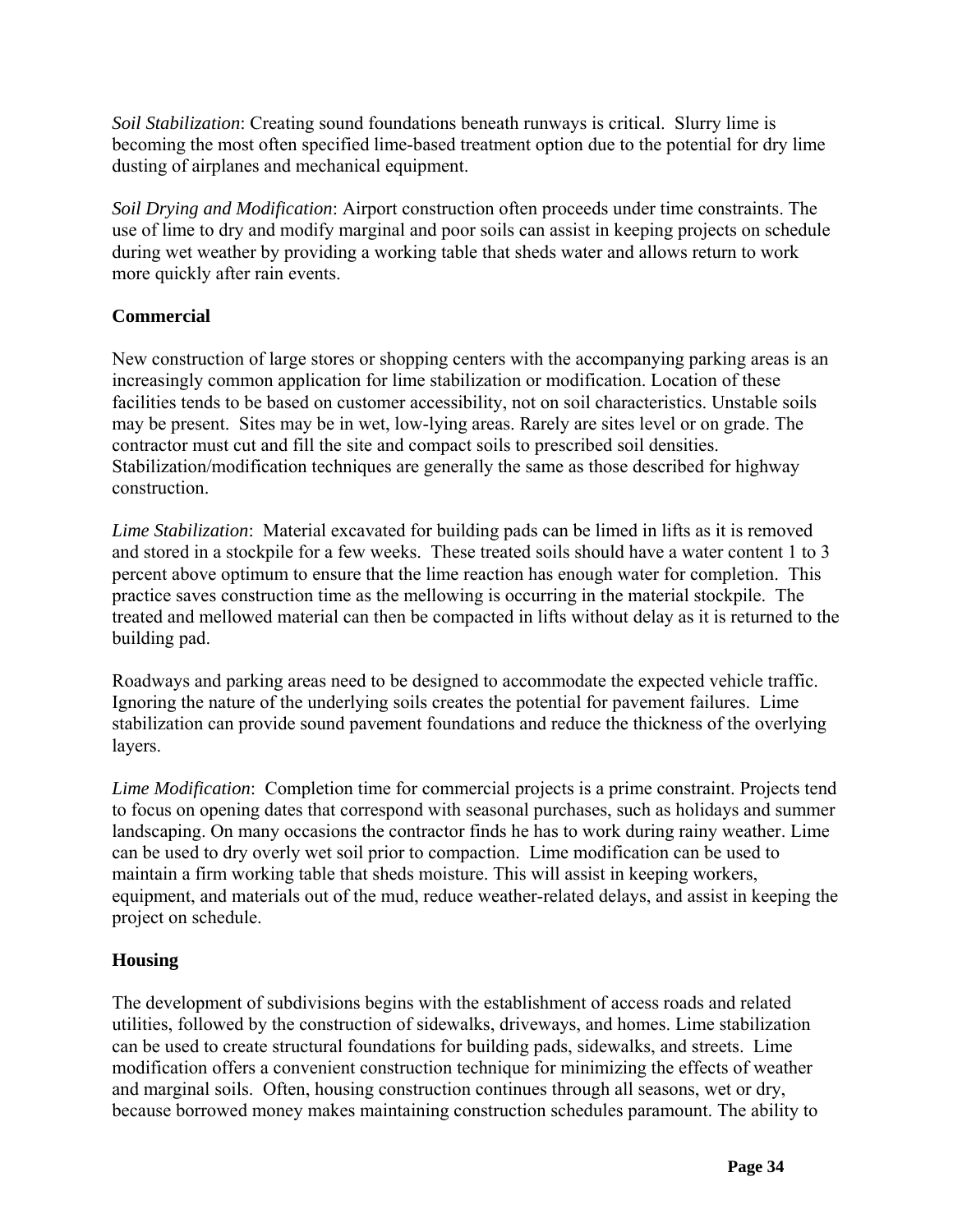*Soil Stabilization*: Creating sound foundations beneath runways is critical. Slurry lime is becoming the most often specified lime-based treatment option due to the potential for dry lime dusting of airplanes and mechanical equipment.

*Soil Drying and Modification*: Airport construction often proceeds under time constraints. The use of lime to dry and modify marginal and poor soils can assist in keeping projects on schedule during wet weather by providing a working table that sheds water and allows return to work more quickly after rain events.

**Commercial**

New construction of large stores or shopping centers with the accompanying parking areas is an increasingly common application for lime stabilization or modification. Location of these facilities tends to be based on customer accessibility, not on soil characteristics. Unstable soils may be present. Sites may be in wet, low-lying areas. Rarely are sites level or on grade. The contractor must cut and fill the site and compact soils to prescribed soil densities. Stabilization/modification techniques are generally the same as those described for highway construction.

*Lime Stabilization*: Material excavated for building pads can be limed in lifts as it is removed and stored in a stockpile for a few weeks. These treated soils should have a water content 1 to 3 percent above optimum to ensure that the lime reaction has enough water for completion. This practice saves construction time as the mellowing is occurring in the material stockpile. The treated and mellowed material can then be compacted in lifts without delay as it is returned to the building pad.

Roadways and parking areas need to be designed to accommodate the expected vehicle traffic. Ignoring the nature of the underlying soils creates the potential for pavement failures. Lime stabilization can provide sound pavement foundations and reduce the thickness of the overlying layers.

*Lime Modification*: Completion time for commercial projects is a prime constraint. Projects tend to focus on opening dates that correspond with seasonal purchases, such as holidays and summer landscaping. On many occasions the contractor finds he has to work during rainy weather. Lime can be used to dry overly wet soil prior to compaction. Lime modification can be used to maintain a firm working table that sheds moisture. This will assist in keeping workers, equipment, and materials out of the mud, reduce weather-related delays, and assist in keeping the project on schedule.

**Housing**

The development of subdivisions begins with the establishment of access roads and related utilities, followed by the construction of sidewalks, driveways, and homes. Lime stabilization can be used to create structural foundations for building pads, sidewalks, and streets. Lime modification offers a convenient construction technique for minimizing the effects of weather and marginal soils. Often, housing construction continues through all seasons, wet or dry, because borrowed money makes maintaining construction schedules paramount. The ability to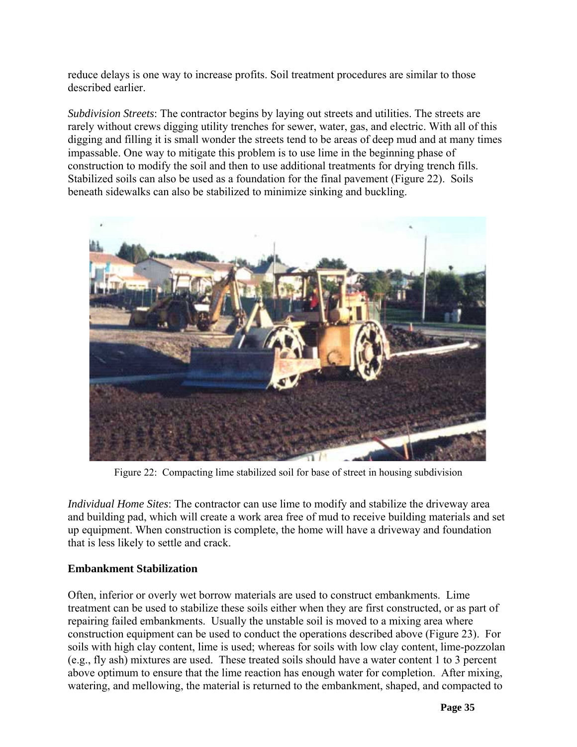reduce delays is one way to increase profits. Soil treatment procedures are similar to those described earlier.

*Subdivision Streets*: The contractor begins by laying out streets and utilities. The streets are rarely without crews digging utility trenches for sewer, water, gas, and electric. With all of this digging and filling it is small wonder the streets tend to be areas of deep mud and at many times impassable. One way to mitigate this problem is to use lime in the beginning phase of construction to modify the soil and then to use additional treatments for drying trench fills. Stabilized soils can also be used as a foundation for the final pavement (Figure 22). Soils beneath sidewalks can also be stabilized to minimize sinking and buckling.

Figure 22: Compacting lime stabilized soil for base of street in housing subdivision

*Individual Home Sites*: The contractor can use lime to modify and stabilize the driveway area and building pad, which will create a work area free of mud to receive building materials and set up equipment. When construction is complete, the home will have a driveway and foundation that is less likely to settle and crack.

**Embankment Stabilization**

Often, inferior or overly wet borrow materials are used to construct embankments. Lime treatment can be used to stabilize these soils either when they are first constructed, or as part of repairing failed embankments. Usually the unstable soil is moved to a mixing area where construction equipment can be used to conduct the operations described above (Figure 23). For soils with high clay content, lime is used; whereas for soils with low clay content, lime-pozzolan (e.g., fly ash) mixtures are used. These treated soils should have a water content 1 to 3 percent above optimum to ensure that the lime reaction has enough water for completion. After mixing, watering, and mellowing, the material is returned to the embankment, shaped, and compacted to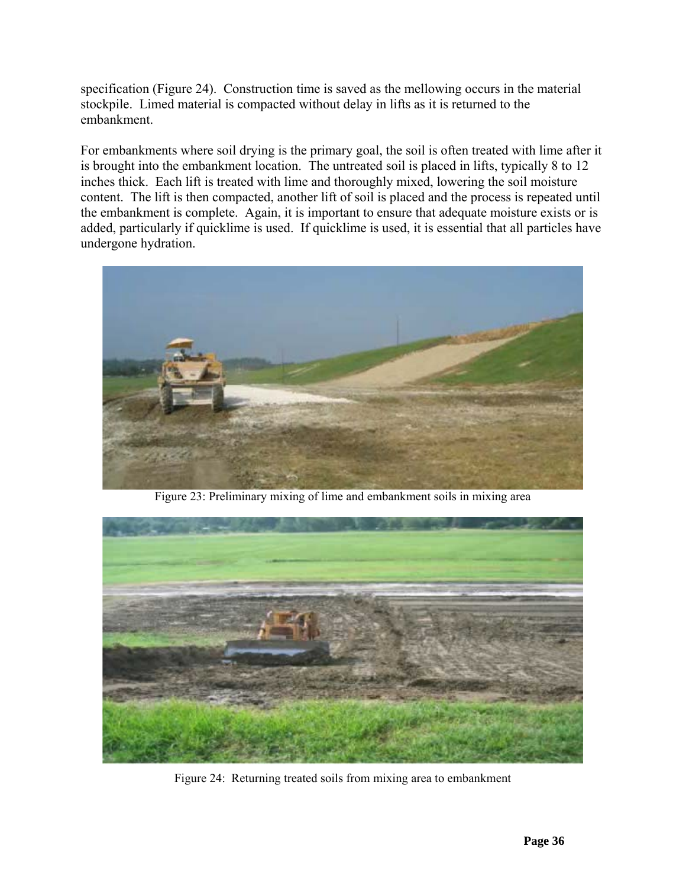specification (Figure 24). Construction time is saved as the mellowing occurs in the material stockpile. Limed material is compacted without delay in lifts as it is returned to the embankment.

For embankments where soil drying is the primary goal, the soil is often treated with lime after it is brought into the embankment location. The untreated soil is placed in lifts, typically 8 to 12 inches thick. Each lift is treated with lime and thoroughly mixed, lowering the soil moisture content. The lift is then compacted, another lift of soil is placed and the process is repeated until the embankment is complete. Again, it is important to ensure that adequate moisture exists or is added, particularly if quicklime is used. If quicklime is used, it is essential that all particles have undergone hydration.

Figure 23: Preliminary mixing of lime and embankment soils in mixing area

Figure 24: Returning treated soils from mixing area to embankment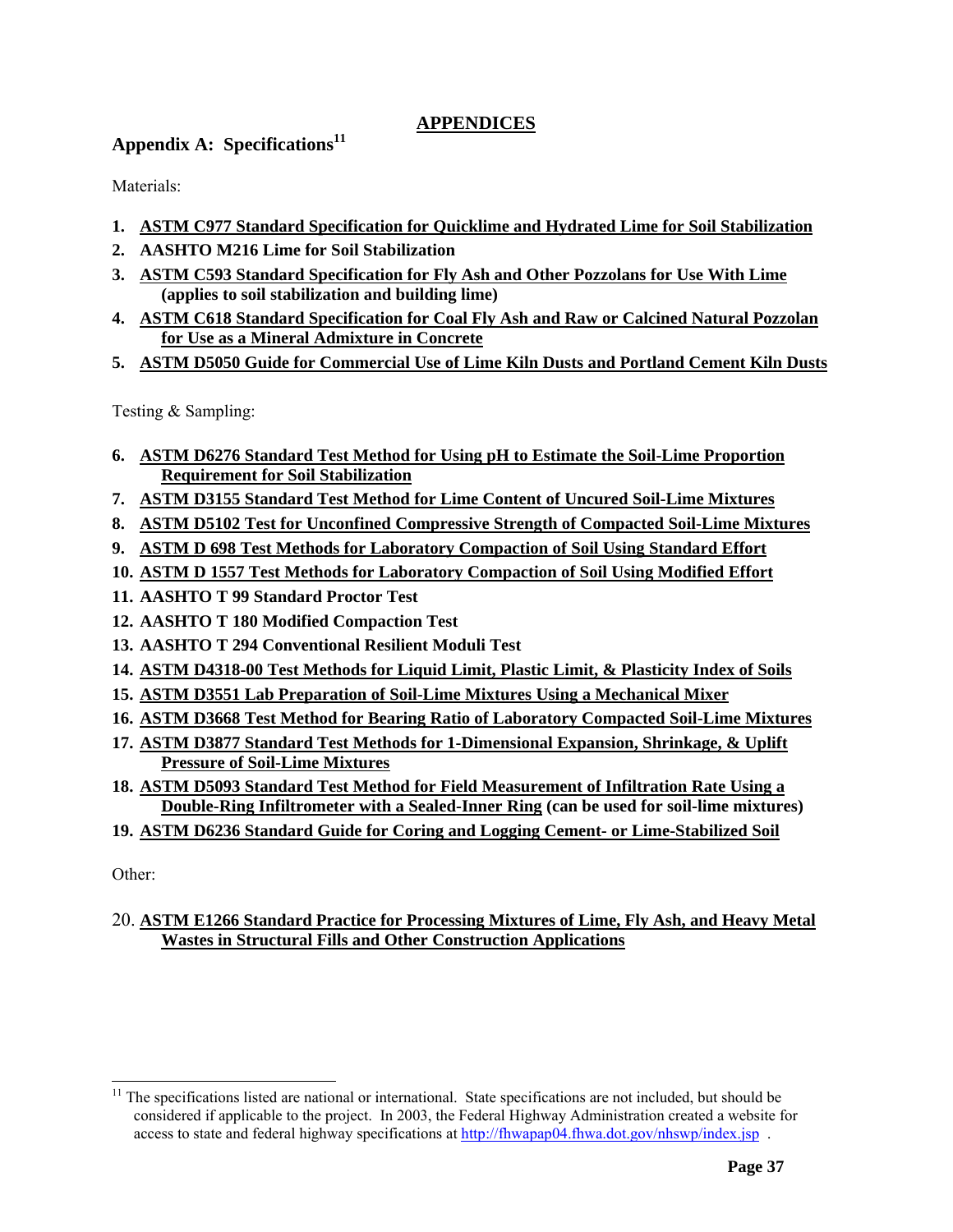# APPENDICES

## Appendix A: Specifications[11]

Materials:

1. **ASTM C977 Standard Specification for Quicklime and Hydrated Lime for Soil Stabilization**
2. **AASHTO M216 Lime for Soil Stabilization**
3. **ASTM C593 Standard Specification for Fly Ash and Other Pozzolans for Use With Lime (applies to soil stabilization and building lime)**
4. **ASTM C618 Standard Specification for Coal Fly Ash and Raw or Calcined Natural Pozzolan for Use as a Mineral Admixture in Concrete**
5. **ASTM D5050 Guide for Commercial Use of Lime Kiln Dusts and Portland Cement Kiln Dusts**

Testing & Sampling:

6. **ASTM D6276 Standard Test Method for Using pH to Estimate the Soil-Lime Proportion Requirement for Soil Stabilization**
7. **ASTM D3155 Standard Test Method for Lime Content of Uncured Soil-Lime Mixtures**
8. **ASTM D5102 Test for Unconfined Compressive Strength of Compacted Soil-Lime Mixtures**
9. **ASTM D 698 Test Methods for Laboratory Compaction of Soil Using Standard Effort**
10. **ASTM D 1557 Test Methods for Laboratory Compaction of Soil Using Modified Effort**
11. **AASHTO T 99 Standard Proctor Test**
12. **AASHTO T 180 Modified Compaction Test**
13. **AASHTO T 294 Conventional Resilient Moduli Test**
14. **ASTM D4318-00 Test Methods for Liquid Limit, Plastic Limit, & Plasticity Index of Soils**
15. **ASTM D3551 Lab Preparation of Soil-Lime Mixtures Using a Mechanical Mixer**
16. **ASTM D3668 Test Method for Bearing Ratio of Laboratory Compacted Soil-Lime Mixtures**
17. **ASTM D3877 Standard Test Methods for 1-Dimensional Expansion, Shrinkage, & Uplift Pressure of Soil-Lime Mixtures**
18. **ASTM D5093 Standard Test Method for Field Measurement of Infiltration Rate Using a Double-Ring Infiltrometer with a Sealed-Inner Ring (can be used for soil-lime mixtures)**
19. **ASTM D6236 Standard Guide for Coring and Logging Cement- or Lime-Stabilized Soil**

Other:

20. **ASTM E1266 Standard Practice for Processing Mixtures of Lime, Fly Ash, and Heavy Metal Wastes in Structural Fills and Other Construction Applications**

---

[11] The specifications listed are national or international. State specifications are not included, but should be considered if applicable to the project. In 2003, the Federal Highway Administration created a website for access to state and federal highway specifications at http://fhwapap04.fhwa.dot.gov/nhswp/index.jsp .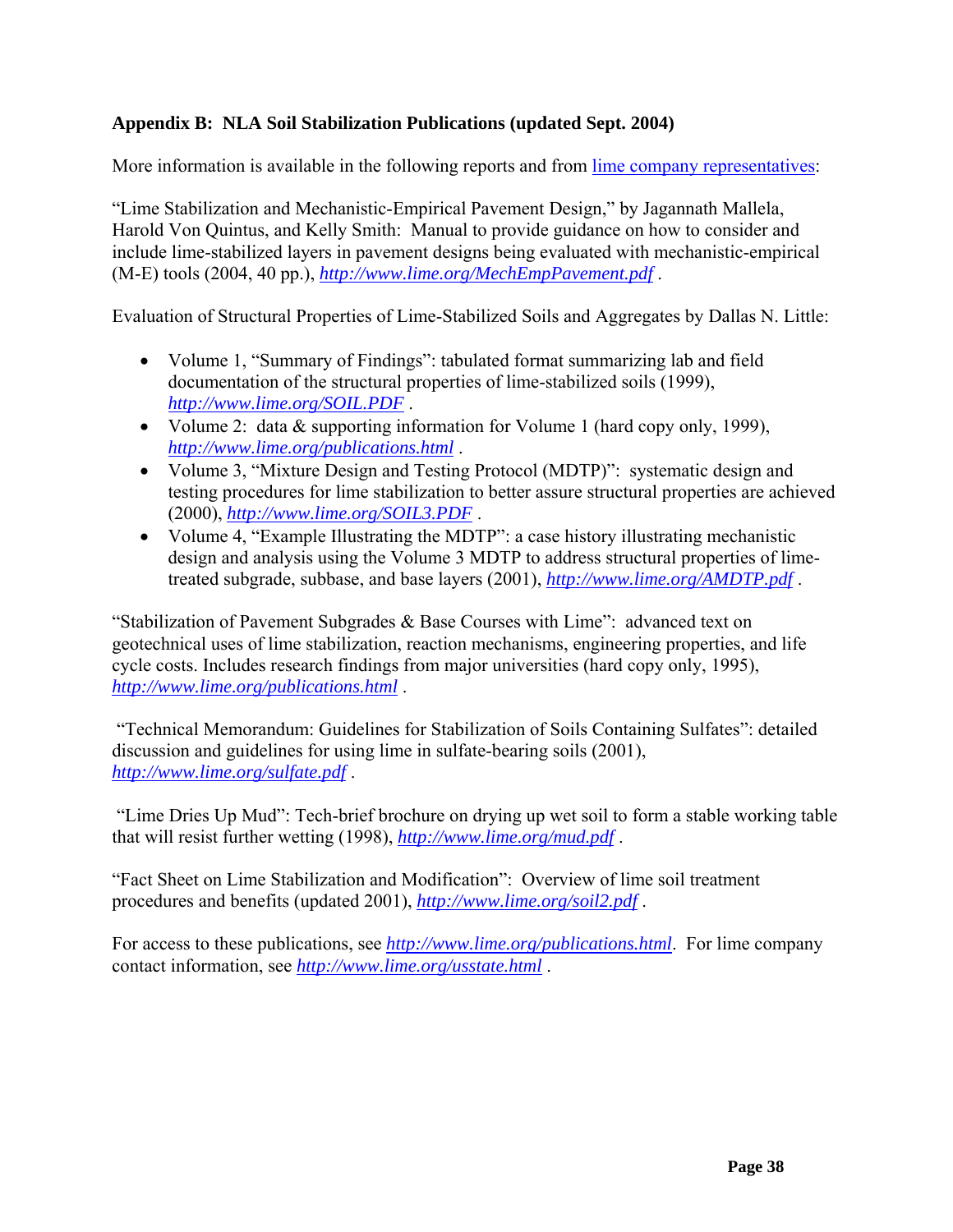**Appendix B: NLA Soil Stabilization Publications (updated Sept. 2004)**

More information is available in the following reports and from lime company representatives:

"Lime Stabilization and Mechanistic-Empirical Pavement Design," by Jagannath Mallela, Harold Von Quintus, and Kelly Smith: Manual to provide guidance on how to consider and include lime-stabilized layers in pavement designs being evaluated with mechanistic-empirical (M-E) tools (2004, 40 pp.), *http://www.lime.org/MechEmpPavement.pdf* .

Evaluation of Structural Properties of Lime-Stabilized Soils and Aggregates by Dallas N. Little:

- Volume 1, "Summary of Findings": tabulated format summarizing lab and field documentation of the structural properties of lime-stabilized soils (1999), *http://www.lime.org/SOIL.PDF* .
- Volume 2: data & supporting information for Volume 1 (hard copy only, 1999), *http://www.lime.org/publications.html* .
- Volume 3, "Mixture Design and Testing Protocol (MDTP)": systematic design and testing procedures for lime stabilization to better assure structural properties are achieved (2000), *http://www.lime.org/SOIL3.PDF* .
- Volume 4, "Example Illustrating the MDTP": a case history illustrating mechanistic design and analysis using the Volume 3 MDTP to address structural properties of lime-treated subgrade, subbase, and base layers (2001), *http://www.lime.org/AMDTP.pdf* .

"Stabilization of Pavement Subgrades & Base Courses with Lime": advanced text on geotechnical uses of lime stabilization, reaction mechanisms, engineering properties, and life cycle costs. Includes research findings from major universities (hard copy only, 1995), *http://www.lime.org/publications.html* .

"Technical Memorandum: Guidelines for Stabilization of Soils Containing Sulfates": detailed discussion and guidelines for using lime in sulfate-bearing soils (2001), *http://www.lime.org/sulfate.pdf* .

"Lime Dries Up Mud": Tech-brief brochure on drying up wet soil to form a stable working table that will resist further wetting (1998), *http://www.lime.org/mud.pdf* .

"Fact Sheet on Lime Stabilization and Modification": Overview of lime soil treatment procedures and benefits (updated 2001), *http://www.lime.org/soil2.pdf* .

For access to these publications, see *http://www.lime.org/publications.html*. For lime company contact information, see *http://www.lime.org/usstate.html* .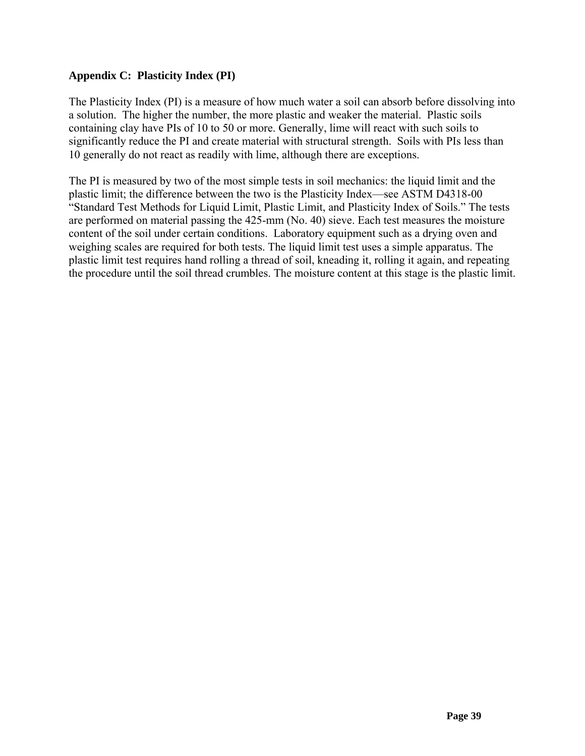## Appendix C: Plasticity Index (PI)

The Plasticity Index (PI) is a measure of how much water a soil can absorb before dissolving into a solution. The higher the number, the more plastic and weaker the material. Plastic soils containing clay have PIs of 10 to 50 or more. Generally, lime will react with such soils to significantly reduce the PI and create material with structural strength. Soils with PIs less than 10 generally do not react as readily with lime, although there are exceptions.

The PI is measured by two of the most simple tests in soil mechanics: the liquid limit and the plastic limit; the difference between the two is the Plasticity Index—see ASTM D4318-00 "Standard Test Methods for Liquid Limit, Plastic Limit, and Plasticity Index of Soils." The tests are performed on material passing the 425-mm (No. 40) sieve. Each test measures the moisture content of the soil under certain conditions. Laboratory equipment such as a drying oven and weighing scales are required for both tests. The liquid limit test uses a simple apparatus. The plastic limit test requires hand rolling a thread of soil, kneading it, rolling it again, and repeating the procedure until the soil thread crumbles. The moisture content at this stage is the plastic limit.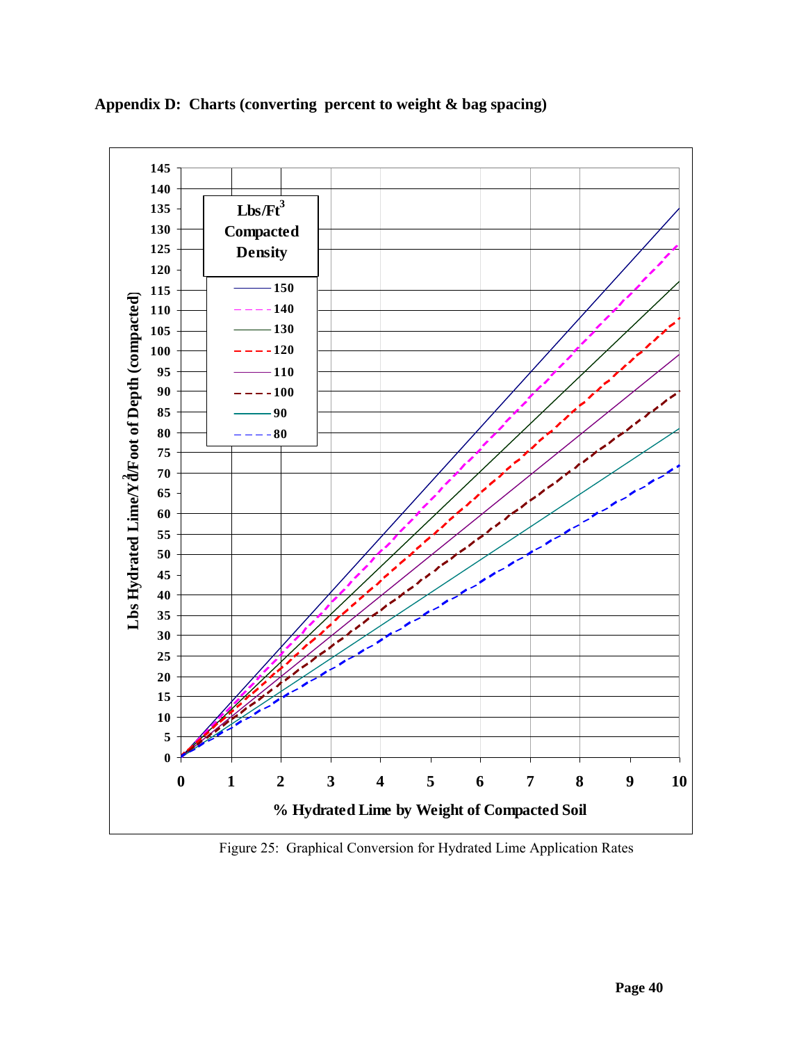## Appendix D: Charts (converting percent to weight & bag spacing)

Figure 25: Graphical Conversion for Hydrated Lime Application Rates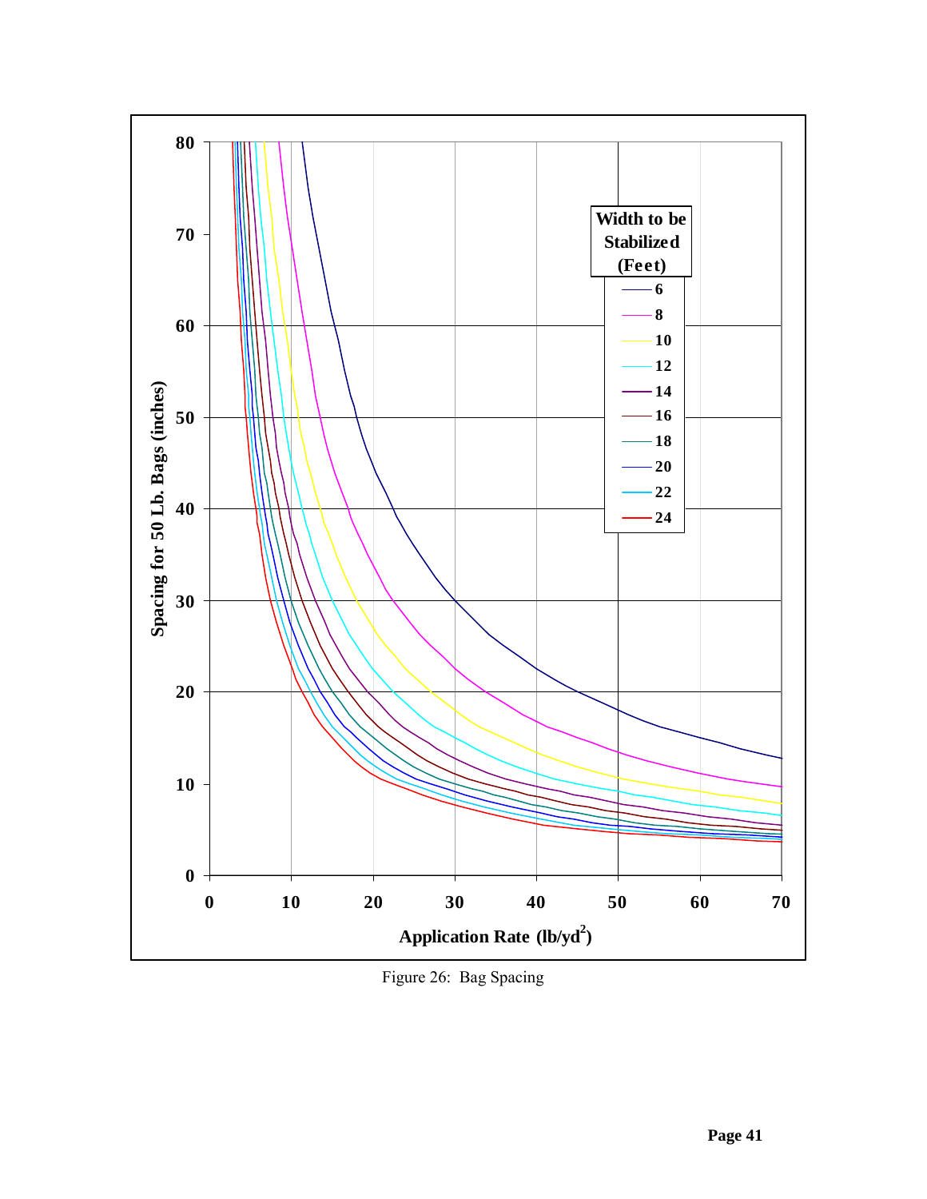Width to be Stabilized (Feet)

6

8

10

12

14

16

18

20

22

24

Spacing for 50 Lb. Bags (inches)

80

70

60

50

40

30

20

10

0

0

10

20

30

40

50

60

70

Application Rate (lb/yd$^2$)

Figure 26: Bag Spacing